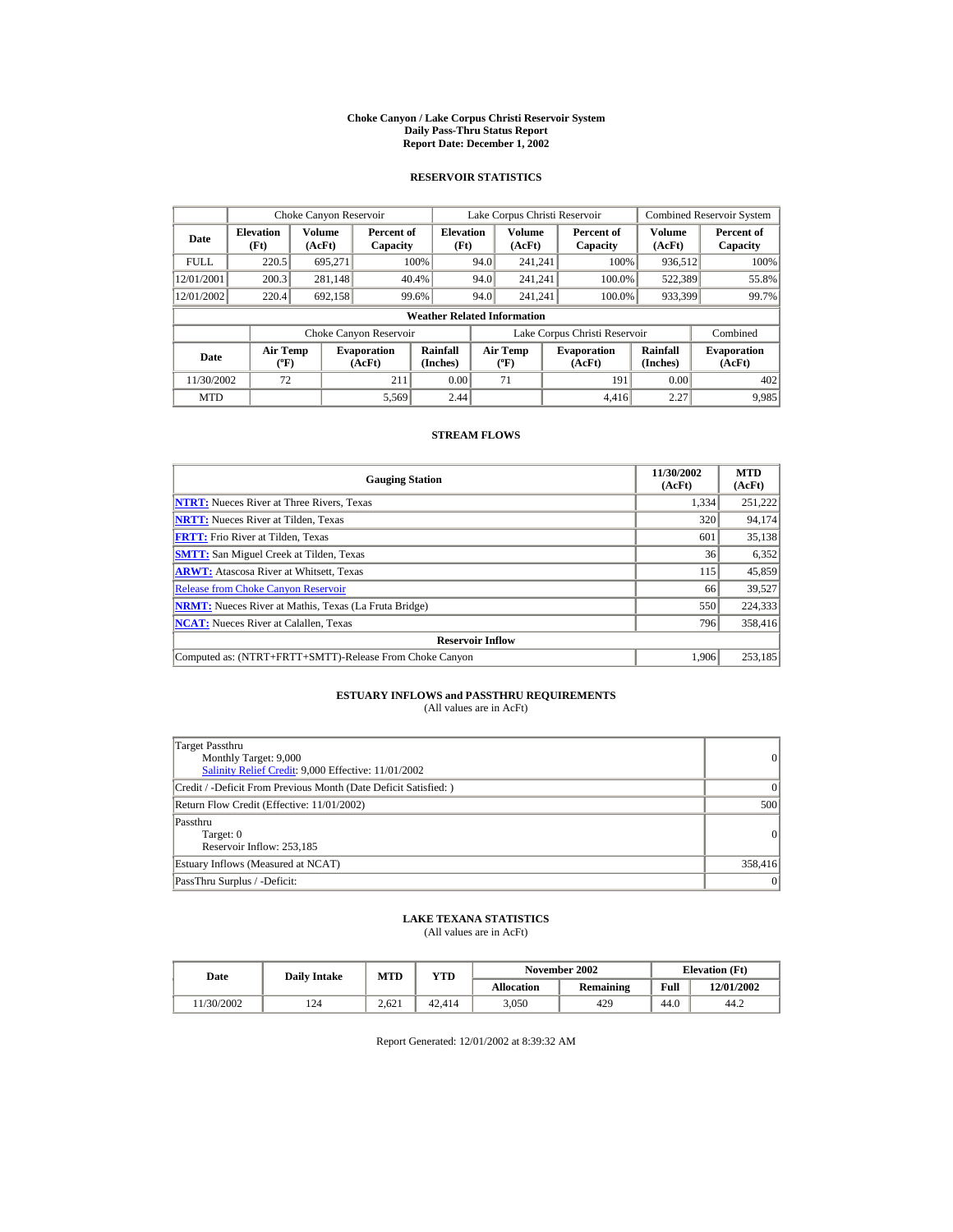# Choke Canyon / Lake Corpus Christi Reservoir System
## Daily Pass-Thru Status Report
## Report Date: December 1, 2002

### RESERVOIR STATISTICS

| Date | Choke Canyon Reservoir | | | Lake Corpus Christi Reservoir | | | Combined Reservoir System | |
|---|---|---|---|---|---|---|---|---|
| | Elevation (Ft) | Volume (AcFt) | Percent of Capacity | Elevation (Ft) | Volume (AcFt) | Percent of Capacity | Volume (AcFt) | Percent of Capacity |
| FULL | 220.5 | 695,271 | 100% | 94.0 | 241,241 | 100% | 936,512 | 100% |
| 12/01/2001 | 200.3 | 281,148 | 40.4% | 94.0 | 241,241 | 100.0% | 522,389 | 55.8% |
| 12/01/2002 | 220.4 | 692,158 | 99.6% | 94.0 | 241,241 | 100.0% | 933,399 | 99.7% |

**Weather Related Information**

| Date | Choke Canyon Reservoir | | | Lake Corpus Christi Reservoir | | | Combined |
|---|---|---|---|---|---|---|---|
| | Air Temp (ºF) | Evaporation (AcFt) | Rainfall (Inches) | Air Temp (ºF) | Evaporation (AcFt) | Rainfall (Inches) | Evaporation (AcFt) |
| 11/30/2002 | 72 | 211 | 0.00 | 71 | 191 | 0.00 | 402 |
| MTD | | 5,569 | 2.44 | | 4,416 | 2.27 | 9,985 |

### STREAM FLOWS

| Gauging Station | 11/30/2002 (AcFt) | MTD (AcFt) |
|---|---|---|
| NTRT: Nueces River at Three Rivers, Texas | 1,334 | 251,222 |
| NRTT: Nueces River at Tilden, Texas | 320 | 94,174 |
| FRTT: Frio River at Tilden, Texas | 601 | 35,138 |
| SMTT: San Miguel Creek at Tilden, Texas | 36 | 6,352 |
| ARWT: Atascosa River at Whitsett, Texas | 115 | 45,859 |
| Release from Choke Canyon Reservoir | 66 | 39,527 |
| NRMT: Nueces River at Mathis, Texas (La Fruta Bridge) | 550 | 224,333 |
| NCAT: Nueces River at Calallen, Texas | 796 | 358,416 |
| **Reservoir Inflow** | | |
| Computed as: (NTRT+FRTT+SMTT)-Release From Choke Canyon | 1,906 | 253,185 |

### ESTUARY INFLOWS and PASSTHRU REQUIREMENTS
(All values are in AcFt)

| | |
|---|---|
| Target Passthru<br>Monthly Target: 9,000<br>Salinity Relief Credit: 9,000 Effective: 11/01/2002 | 0 |
| Credit / -Deficit From Previous Month (Date Deficit Satisfied: ) | 0 |
| Return Flow Credit (Effective: 11/01/2002) | 500 |
| Passthru<br>Target: 0<br>Reservoir Inflow: 253,185 | 0 |
| Estuary Inflows (Measured at NCAT) | 358,416 |
| PassThru Surplus / -Deficit: | 0 |

### LAKE TEXANA STATISTICS
(All values are in AcFt)

| Date | Daily Intake | MTD | YTD | November 2002 | | Elevation (Ft) | |
|---|---|---|---|---|---|---|---|
| | | | | Allocation | Remaining | Full | 12/01/2002 |
| 11/30/2002 | 124 | 2,621 | 42,414 | 3,050 | 429 | 44.0 | 44.2 |

Report Generated: 12/01/2002 at 8:39:32 AM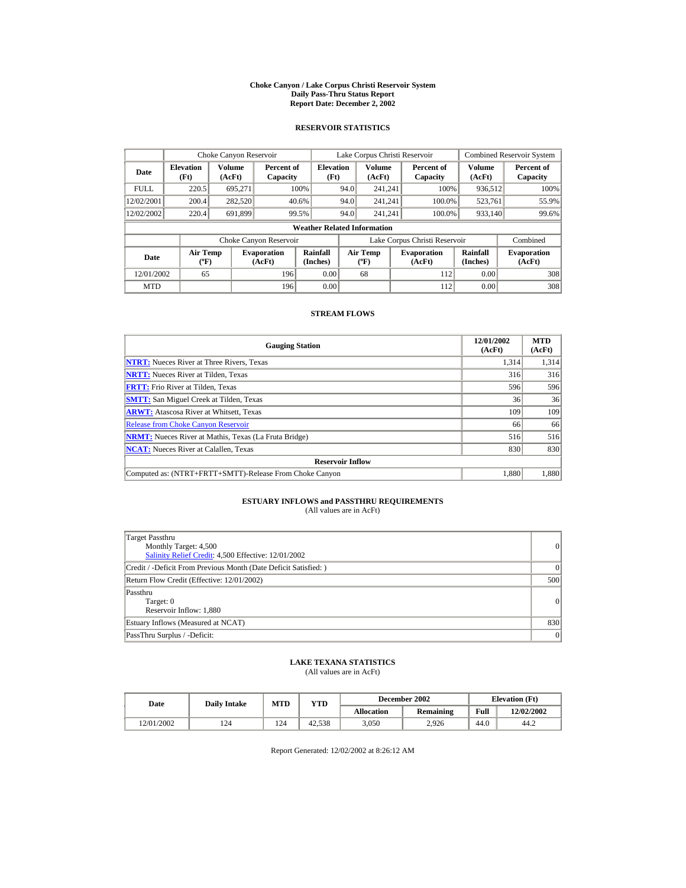# Choke Canyon / Lake Corpus Christi Reservoir System
## Daily Pass-Thru Status Report
### Report Date: December 2, 2002

## RESERVOIR STATISTICS

| Date | Choke Canyon Reservoir | | | Lake Corpus Christi Reservoir | | | Combined Reservoir System | |
|---|---|---|---|---|---|---|---|---|
| | Elevation (Ft) | Volume (AcFt) | Percent of Capacity | Elevation (Ft) | Volume (AcFt) | Percent of Capacity | Volume (AcFt) | Percent of Capacity |
| FULL | 220.5 | 695,271 | 100% | 94.0 | 241,241 | 100% | 936,512 | 100% |
| 12/02/2001 | 200.4 | 282,520 | 40.6% | 94.0 | 241,241 | 100.0% | 523,761 | 55.9% |
| 12/02/2002 | 220.4 | 691,899 | 99.5% | 94.0 | 241,241 | 100.0% | 933,140 | 99.6% |

**Weather Related Information**

| Date | Choke Canyon Reservoir | | | Lake Corpus Christi Reservoir | | | Combined |
|---|---|---|---|---|---|---|---|
| | Air Temp (ºF) | Evaporation (AcFt) | Rainfall (Inches) | Air Temp (ºF) | Evaporation (AcFt) | Rainfall (Inches) | Evaporation (AcFt) |
| 12/01/2002 | 65 | 196 | 0.00 | 68 | 112 | 0.00 | 308 |
| MTD | | 196 | 0.00 | | 112 | 0.00 | 308 |

## STREAM FLOWS

| Gauging Station | 12/01/2002 (AcFt) | MTD (AcFt) |
|---|---|---|
| NTRT: Nueces River at Three Rivers, Texas | 1,314 | 1,314 |
| NRTT: Nueces River at Tilden, Texas | 316 | 316 |
| FRTT: Frio River at Tilden, Texas | 596 | 596 |
| SMTT: San Miguel Creek at Tilden, Texas | 36 | 36 |
| ARWT: Atascosa River at Whitsett, Texas | 109 | 109 |
| Release from Choke Canyon Reservoir | 66 | 66 |
| NRMT: Nueces River at Mathis, Texas (La Fruta Bridge) | 516 | 516 |
| NCAT: Nueces River at Calallen, Texas | 830 | 830 |
| **Reservoir Inflow** | | |
| Computed as: (NTRT+FRTT+SMTT)-Release From Choke Canyon | 1,880 | 1,880 |

## ESTUARY INFLOWS and PASSTHRU REQUIREMENTS
(All values are in AcFt)

| | |
|---|---|
| Target Passthru<br>Monthly Target: 4,500<br>Salinity Relief Credit: 4,500 Effective: 12/01/2002 | 0 |
| Credit / -Deficit From Previous Month (Date Deficit Satisfied: ) | 0 |
| Return Flow Credit (Effective: 12/01/2002) | 500 |
| Passthru<br>Target: 0<br>Reservoir Inflow: 1,880 | 0 |
| Estuary Inflows (Measured at NCAT) | 830 |
| PassThru Surplus / -Deficit: | 0 |

## LAKE TEXANA STATISTICS
(All values are in AcFt)

| Date | Daily Intake | MTD | YTD | December 2002 | | Elevation (Ft) | |
|---|---|---|---|---|---|---|---|
| | | | | Allocation | Remaining | Full | 12/02/2002 |
| 12/01/2002 | 124 | 124 | 42,538 | 3,050 | 2,926 | 44.0 | 44.2 |

Report Generated: 12/02/2002 at 8:26:12 AM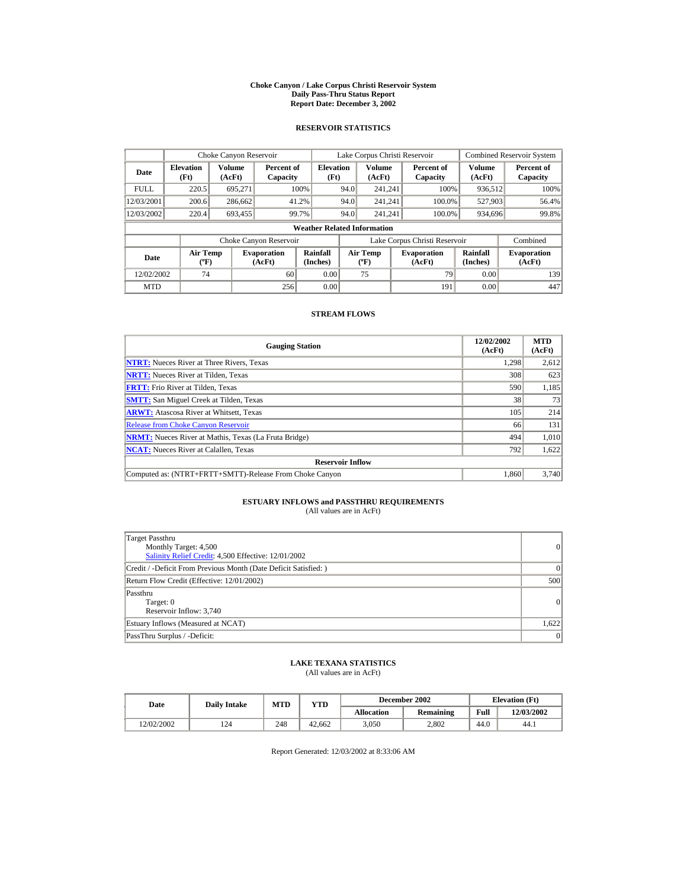# Choke Canyon / Lake Corpus Christi Reservoir System
## Daily Pass-Thru Status Report
## Report Date: December 3, 2002

### RESERVOIR STATISTICS

| Date | Choke Canyon Reservoir | | | Lake Corpus Christi Reservoir | | | Combined Reservoir System | |
|---|---|---|---|---|---|---|---|---|
| | Elevation (Ft) | Volume (AcFt) | Percent of Capacity | Elevation (Ft) | Volume (AcFt) | Percent of Capacity | Volume (AcFt) | Percent of Capacity |
| FULL | 220.5 | 695,271 | 100% | 94.0 | 241,241 | 100% | 936,512 | 100% |
| 12/03/2001 | 200.6 | 286,662 | 41.2% | 94.0 | 241,241 | 100.0% | 527,903 | 56.4% |
| 12/03/2002 | 220.4 | 693,455 | 99.7% | 94.0 | 241,241 | 100.0% | 934,696 | 99.8% |

**Weather Related Information**

| Date | Choke Canyon Reservoir | | | Lake Corpus Christi Reservoir | | | Combined |
|---|---|---|---|---|---|---|---|
| | Air Temp (ºF) | Evaporation (AcFt) | Rainfall (Inches) | Air Temp (ºF) | Evaporation (AcFt) | Rainfall (Inches) | Evaporation (AcFt) |
| 12/02/2002 | 74 | 60 | 0.00 | 75 | 79 | 0.00 | 139 |
| MTD | | 256 | 0.00 | | 191 | 0.00 | 447 |

### STREAM FLOWS

| Gauging Station | 12/02/2002 (AcFt) | MTD (AcFt) |
|---|---|---|
| NTRT: Nueces River at Three Rivers, Texas | 1,298 | 2,612 |
| NRTT: Nueces River at Tilden, Texas | 308 | 623 |
| FRTT: Frio River at Tilden, Texas | 590 | 1,185 |
| SMTT: San Miguel Creek at Tilden, Texas | 38 | 73 |
| ARWT: Atascosa River at Whitsett, Texas | 105 | 214 |
| Release from Choke Canyon Reservoir | 66 | 131 |
| NRMT: Nueces River at Mathis, Texas (La Fruta Bridge) | 494 | 1,010 |
| NCAT: Nueces River at Calallen, Texas | 792 | 1,622 |
| **Reservoir Inflow** | | |
| Computed as: (NTRT+FRTT+SMTT)-Release From Choke Canyon | 1,860 | 3,740 |

### ESTUARY INFLOWS and PASSTHRU REQUIREMENTS
(All values are in AcFt)

| Item | Value |
|---|---|
| Target Passthru<br>Monthly Target: 4,500<br>Salinity Relief Credit: 4,500 Effective: 12/01/2002 | 0 |
| Credit / -Deficit From Previous Month (Date Deficit Satisfied: ) | 0 |
| Return Flow Credit (Effective: 12/01/2002) | 500 |
| Passthru<br>Target: 0<br>Reservoir Inflow: 3,740 | 0 |
| Estuary Inflows (Measured at NCAT) | 1,622 |
| PassThru Surplus / -Deficit: | 0 |

### LAKE TEXANA STATISTICS
(All values are in AcFt)

| Date | Daily Intake | MTD | YTD | December 2002 | | Elevation (Ft) | |
|---|---|---|---|---|---|---|---|
| | | | | Allocation | Remaining | Full | 12/03/2002 |
| 12/02/2002 | 124 | 248 | 42,662 | 3,050 | 2,802 | 44.0 | 44.1 |

Report Generated: 12/03/2002 at 8:33:06 AM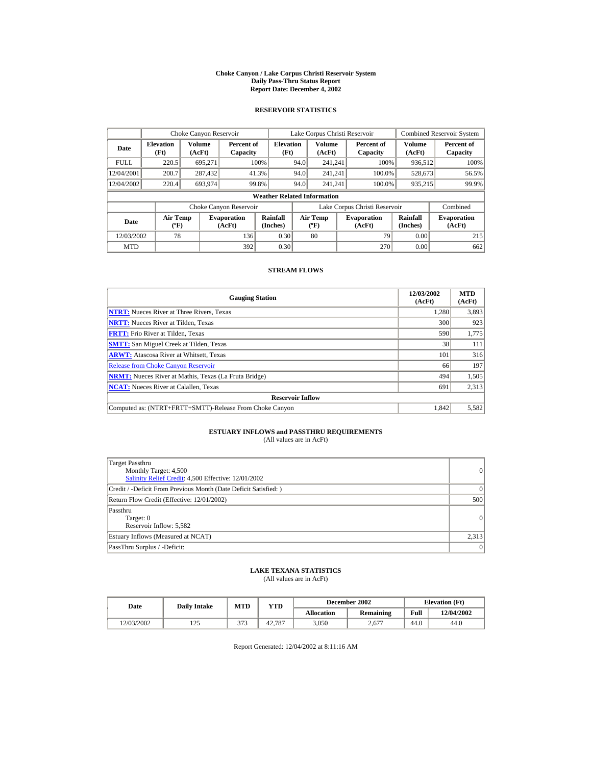# Choke Canyon / Lake Corpus Christi Reservoir System
## Daily Pass-Thru Status Report
## Report Date: December 4, 2002

### RESERVOIR STATISTICS

| Date | Choke Canyon Reservoir | | | Lake Corpus Christi Reservoir | | | Combined Reservoir System | |
|---|---|---|---|---|---|---|---|---|
| | Elevation (Ft) | Volume (AcFt) | Percent of Capacity | Elevation (Ft) | Volume (AcFt) | Percent of Capacity | Volume (AcFt) | Percent of Capacity |
| FULL | 220.5 | 695,271 | 100% | 94.0 | 241,241 | 100% | 936,512 | 100% |
| 12/04/2001 | 200.7 | 287,432 | 41.3% | 94.0 | 241,241 | 100.0% | 528,673 | 56.5% |
| 12/04/2002 | 220.4 | 693,974 | 99.8% | 94.0 | 241,241 | 100.0% | 935,215 | 99.9% |

**Weather Related Information**

| Date | Choke Canyon Reservoir | | | Lake Corpus Christi Reservoir | | | Combined |
|---|---|---|---|---|---|---|---|
| | Air Temp (ºF) | Evaporation (AcFt) | Rainfall (Inches) | Air Temp (ºF) | Evaporation (AcFt) | Rainfall (Inches) | Evaporation (AcFt) |
| 12/03/2002 | 78 | 136 | 0.30 | 80 | 79 | 0.00 | 215 |
| MTD | | 392 | 0.30 | | 270 | 0.00 | 662 |

### STREAM FLOWS

| Gauging Station | 12/03/2002 (AcFt) | MTD (AcFt) |
|---|---|---|
| **NTRT:** Nueces River at Three Rivers, Texas | 1,280 | 3,893 |
| **NRTT:** Nueces River at Tilden, Texas | 300 | 923 |
| **FRTT:** Frio River at Tilden, Texas | 590 | 1,775 |
| **SMTT:** San Miguel Creek at Tilden, Texas | 38 | 111 |
| **ARWT:** Atascosa River at Whitsett, Texas | 101 | 316 |
| Release from Choke Canyon Reservoir | 66 | 197 |
| **NRMT:** Nueces River at Mathis, Texas (La Fruta Bridge) | 494 | 1,505 |
| **NCAT:** Nueces River at Calallen, Texas | 691 | 2,313 |
| **Reservoir Inflow** | | |
| Computed as: (NTRT+FRTT+SMTT)-Release From Choke Canyon | 1,842 | 5,582 |

### ESTUARY INFLOWS and PASSTHRU REQUIREMENTS
(All values are in AcFt)

| | |
|---|---|
| Target Passthru<br>Monthly Target: 4,500<br>Salinity Relief Credit: 4,500 Effective: 12/01/2002 | 0 |
| Credit / -Deficit From Previous Month (Date Deficit Satisfied: ) | 0 |
| Return Flow Credit (Effective: 12/01/2002) | 500 |
| Passthru<br>Target: 0<br>Reservoir Inflow: 5,582 | 0 |
| Estuary Inflows (Measured at NCAT) | 2,313 |
| PassThru Surplus / -Deficit: | 0 |

### LAKE TEXANA STATISTICS
(All values are in AcFt)

| Date | Daily Intake | MTD | YTD | December 2002 | | Elevation (Ft) | |
|---|---|---|---|---|---|---|---|
| | | | | Allocation | Remaining | Full | 12/04/2002 |
| 12/03/2002 | 125 | 373 | 42,787 | 3,050 | 2,677 | 44.0 | 44.0 |

Report Generated: 12/04/2002 at 8:11:16 AM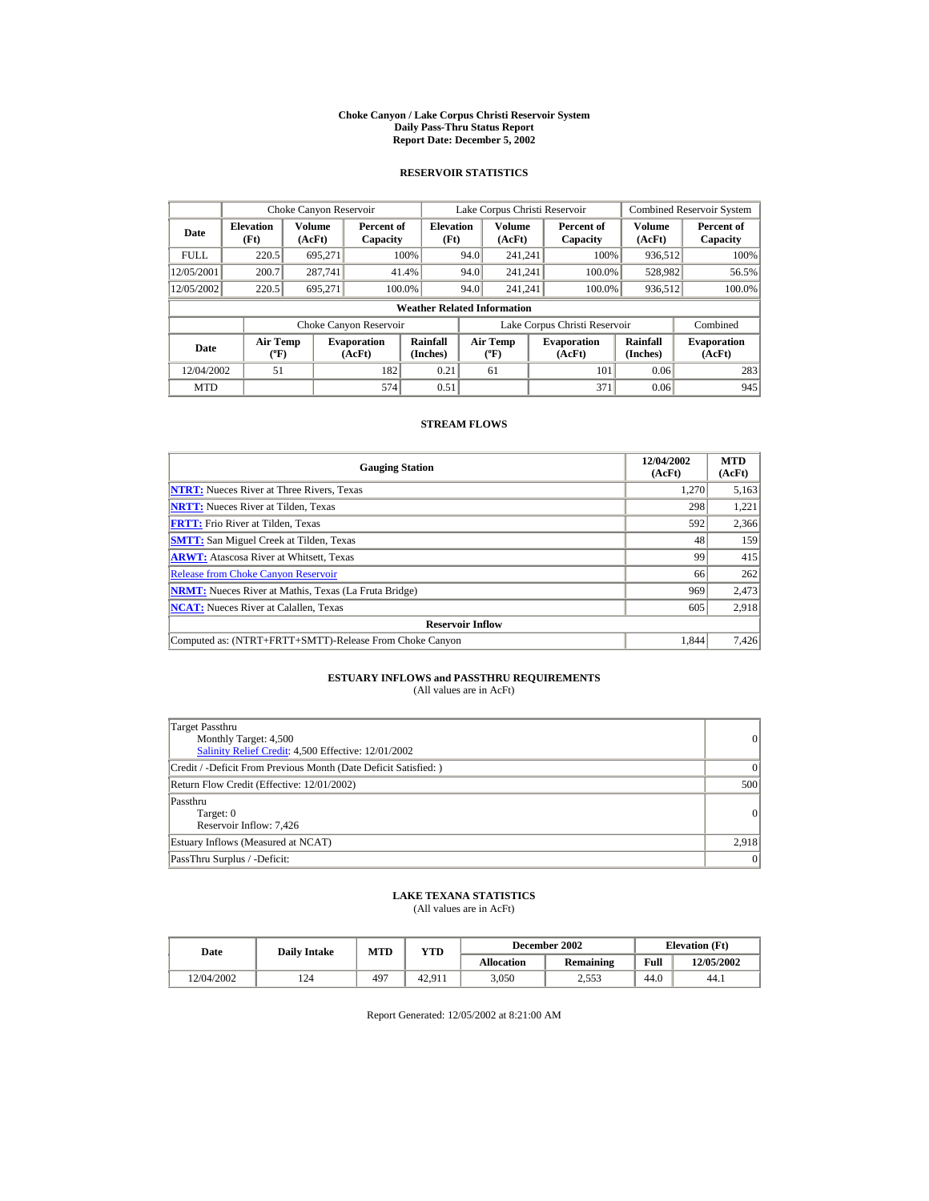# Choke Canyon / Lake Corpus Christi Reservoir System
## Daily Pass-Thru Status Report
## Report Date: December 5, 2002

### RESERVOIR STATISTICS

| Date | Choke Canyon Reservoir | | | Lake Corpus Christi Reservoir | | | Combined Reservoir System | |
|---|---|---|---|---|---|---|---|---|
| | Elevation (Ft) | Volume (AcFt) | Percent of Capacity | Elevation (Ft) | Volume (AcFt) | Percent of Capacity | Volume (AcFt) | Percent of Capacity |
| FULL | 220.5 | 695,271 | 100% | 94.0 | 241,241 | 100% | 936,512 | 100% |
| 12/05/2001 | 200.7 | 287,741 | 41.4% | 94.0 | 241,241 | 100.0% | 528,982 | 56.5% |
| 12/05/2002 | 220.5 | 695,271 | 100.0% | 94.0 | 241,241 | 100.0% | 936,512 | 100.0% |

**Weather Related Information**

| Date | Choke Canyon Reservoir | | | Lake Corpus Christi Reservoir | | | Combined |
|---|---|---|---|---|---|---|---|
| | Air Temp (ºF) | Evaporation (AcFt) | Rainfall (Inches) | Air Temp (ºF) | Evaporation (AcFt) | Rainfall (Inches) | Evaporation (AcFt) |
| 12/04/2002 | 51 | 182 | 0.21 | 61 | 101 | 0.06 | 283 |
| MTD | | 574 | 0.51 | | 371 | 0.06 | 945 |

### STREAM FLOWS

| Gauging Station | 12/04/2002 (AcFt) | MTD (AcFt) |
|---|---|---|
| NTRT: Nueces River at Three Rivers, Texas | 1,270 | 5,163 |
| NRTT: Nueces River at Tilden, Texas | 298 | 1,221 |
| FRTT: Frio River at Tilden, Texas | 592 | 2,366 |
| SMTT: San Miguel Creek at Tilden, Texas | 48 | 159 |
| ARWT: Atascosa River at Whitsett, Texas | 99 | 415 |
| Release from Choke Canyon Reservoir | 66 | 262 |
| NRMT: Nueces River at Mathis, Texas (La Fruta Bridge) | 969 | 2,473 |
| NCAT: Nueces River at Calallen, Texas | 605 | 2,918 |
| **Reservoir Inflow** | | |
| Computed as: (NTRT+FRTT+SMTT)-Release From Choke Canyon | 1,844 | 7,426 |

### ESTUARY INFLOWS and PASSTHRU REQUIREMENTS
(All values are in AcFt)

| | |
|---|---|
| Target Passthru<br>Monthly Target: 4,500<br>Salinity Relief Credit: 4,500 Effective: 12/01/2002 | 0 |
| Credit / -Deficit From Previous Month (Date Deficit Satisfied: ) | 0 |
| Return Flow Credit (Effective: 12/01/2002) | 500 |
| Passthru<br>Target: 0<br>Reservoir Inflow: 7,426 | 0 |
| Estuary Inflows (Measured at NCAT) | 2,918 |
| PassThru Surplus / -Deficit: | 0 |

### LAKE TEXANA STATISTICS
(All values are in AcFt)

| Date | Daily Intake | MTD | YTD | December 2002 | | Elevation (Ft) | |
|---|---|---|---|---|---|---|---|
| | | | | Allocation | Remaining | Full | 12/05/2002 |
| 12/04/2002 | 124 | 497 | 42,911 | 3,050 | 2,553 | 44.0 | 44.1 |

Report Generated: 12/05/2002 at 8:21:00 AM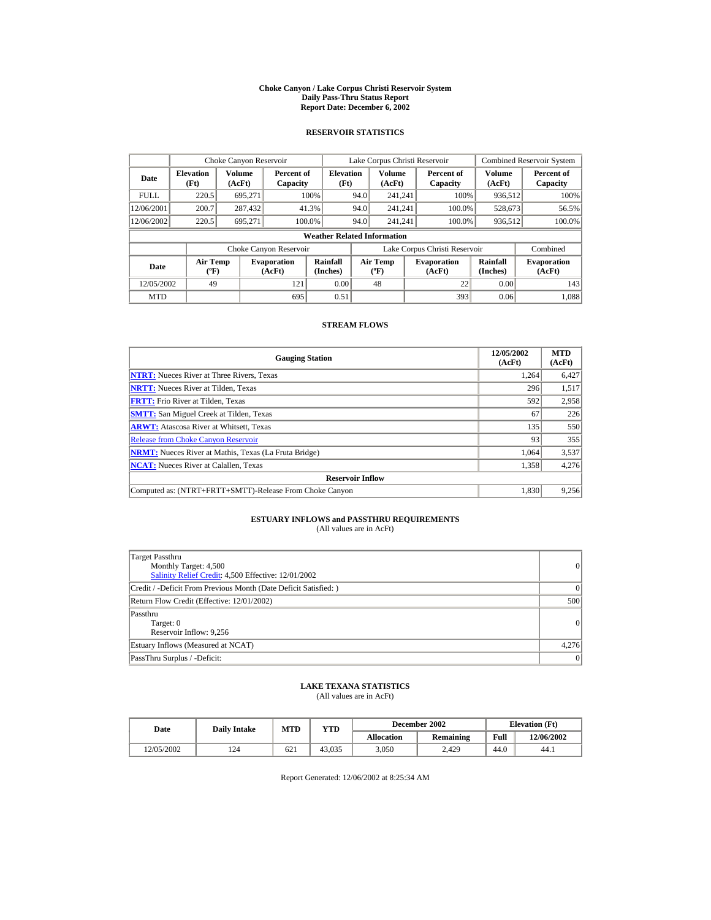# Choke Canyon / Lake Corpus Christi Reservoir System
## Daily Pass-Thru Status Report
### Report Date: December 6, 2002

## RESERVOIR STATISTICS

| Date | Choke Canyon Reservoir | | | Lake Corpus Christi Reservoir | | | Combined Reservoir System | |
|---|---|---|---|---|---|---|---|---|
| | Elevation (Ft) | Volume (AcFt) | Percent of Capacity | Elevation (Ft) | Volume (AcFt) | Percent of Capacity | Volume (AcFt) | Percent of Capacity |
| FULL | 220.5 | 695,271 | 100% | 94.0 | 241,241 | 100% | 936,512 | 100% |
| 12/06/2001 | 200.7 | 287,432 | 41.3% | 94.0 | 241,241 | 100.0% | 528,673 | 56.5% |
| 12/06/2002 | 220.5 | 695,271 | 100.0% | 94.0 | 241,241 | 100.0% | 936,512 | 100.0% |

**Weather Related Information**

| Date | Choke Canyon Reservoir | | | Lake Corpus Christi Reservoir | | | Combined |
|---|---|---|---|---|---|---|---|
| | Air Temp (ºF) | Evaporation (AcFt) | Rainfall (Inches) | Air Temp (ºF) | Evaporation (AcFt) | Rainfall (Inches) | Evaporation (AcFt) |
| 12/05/2002 | 49 | 121 | 0.00 | 48 | 22 | 0.00 | 143 |
| MTD | | 695 | 0.51 | | 393 | 0.06 | 1,088 |

## STREAM FLOWS

| Gauging Station | 12/05/2002 (AcFt) | MTD (AcFt) |
|---|---|---|
| NTRT: Nueces River at Three Rivers, Texas | 1,264 | 6,427 |
| NRTT: Nueces River at Tilden, Texas | 296 | 1,517 |
| FRTT: Frio River at Tilden, Texas | 592 | 2,958 |
| SMTT: San Miguel Creek at Tilden, Texas | 67 | 226 |
| ARWT: Atascosa River at Whitsett, Texas | 135 | 550 |
| Release from Choke Canyon Reservoir | 93 | 355 |
| NRMT: Nueces River at Mathis, Texas (La Fruta Bridge) | 1,064 | 3,537 |
| NCAT: Nueces River at Calallen, Texas | 1,358 | 4,276 |
| **Reservoir Inflow** | | |
| Computed as: (NTRT+FRTT+SMTT)-Release From Choke Canyon | 1,830 | 9,256 |

## ESTUARY INFLOWS and PASSTHRU REQUIREMENTS
(All values are in AcFt)

| | |
|---|---|
| Target Passthru<br>Monthly Target: 4,500<br>Salinity Relief Credit: 4,500 Effective: 12/01/2002 | 0 |
| Credit / -Deficit From Previous Month (Date Deficit Satisfied: ) | 0 |
| Return Flow Credit (Effective: 12/01/2002) | 500 |
| Passthru<br>Target: 0<br>Reservoir Inflow: 9,256 | 0 |
| Estuary Inflows (Measured at NCAT) | 4,276 |
| PassThru Surplus / -Deficit: | 0 |

## LAKE TEXANA STATISTICS
(All values are in AcFt)

| Date | Daily Intake | MTD | YTD | December 2002 | | Elevation (Ft) | |
|---|---|---|---|---|---|---|---|
| | | | | Allocation | Remaining | Full | 12/06/2002 |
| 12/05/2002 | 124 | 621 | 43,035 | 3,050 | 2,429 | 44.0 | 44.1 |

Report Generated: 12/06/2002 at 8:25:34 AM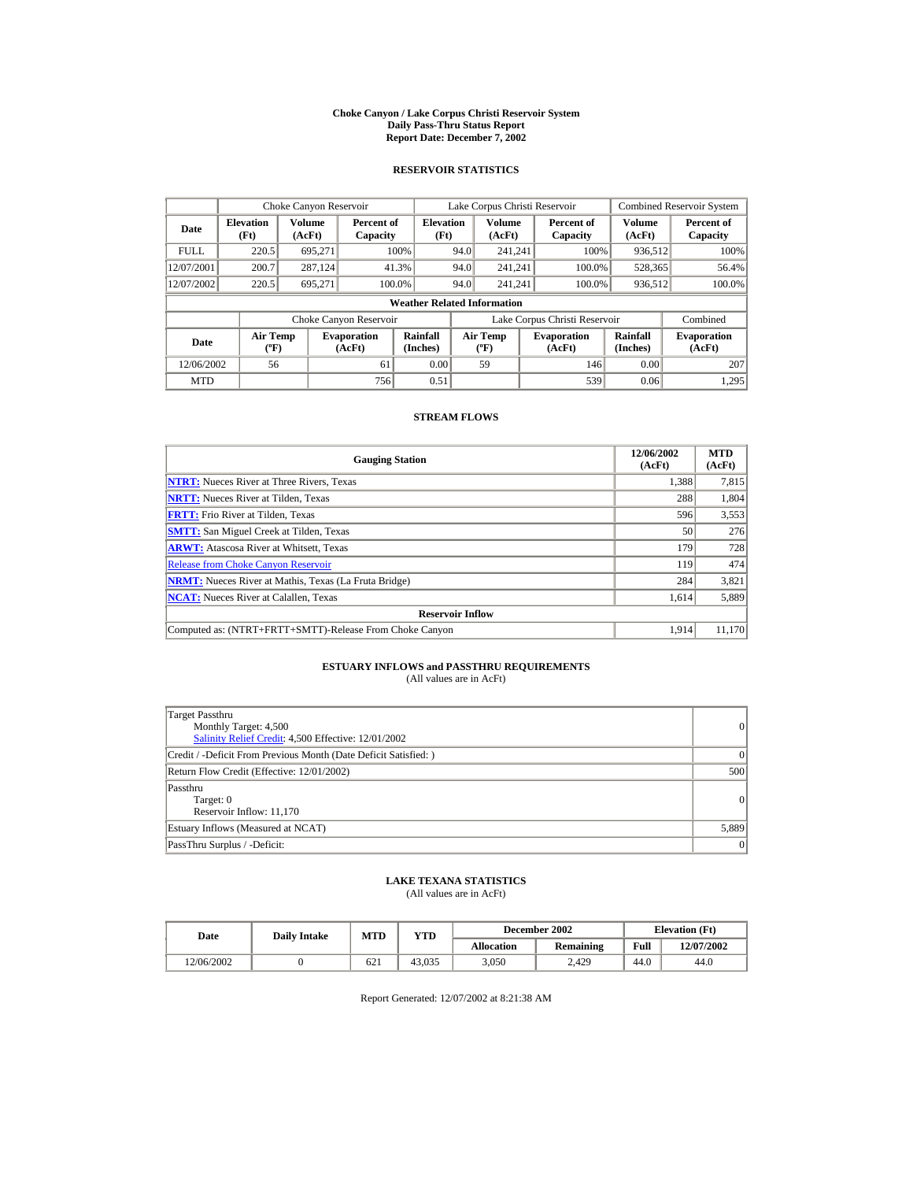# Choke Canyon / Lake Corpus Christi Reservoir System
## Daily Pass-Thru Status Report
## Report Date: December 7, 2002

### RESERVOIR STATISTICS

| | Choke Canyon Reservoir | | | Lake Corpus Christi Reservoir | | | Combined Reservoir System | |
|---|---|---|---|---|---|---|---|---|
| Date | Elevation (Ft) | Volume (AcFt) | Percent of Capacity | Elevation (Ft) | Volume (AcFt) | Percent of Capacity | Volume (AcFt) | Percent of Capacity |
| FULL | 220.5 | 695,271 | 100% | 94.0 | 241,241 | 100% | 936,512 | 100% |
| 12/07/2001 | 200.7 | 287,124 | 41.3% | 94.0 | 241,241 | 100.0% | 528,365 | 56.4% |
| 12/07/2002 | 220.5 | 695,271 | 100.0% | 94.0 | 241,241 | 100.0% | 936,512 | 100.0% |

**Weather Related Information**

| | Choke Canyon Reservoir | | | Lake Corpus Christi Reservoir | | | Combined |
|---|---|---|---|---|---|---|---|
| Date | Air Temp (ºF) | Evaporation (AcFt) | Rainfall (Inches) | Air Temp (ºF) | Evaporation (AcFt) | Rainfall (Inches) | Evaporation (AcFt) |
| 12/06/2002 | 56 | 61 | 0.00 | 59 | 146 | 0.00 | 207 |
| MTD | | 756 | 0.51 | | 539 | 0.06 | 1,295 |

### STREAM FLOWS

| Gauging Station | 12/06/2002 (AcFt) | MTD (AcFt) |
|---|---|---|
| **NTRT:** Nueces River at Three Rivers, Texas | 1,388 | 7,815 |
| **NRTT:** Nueces River at Tilden, Texas | 288 | 1,804 |
| **FRTT:** Frio River at Tilden, Texas | 596 | 3,553 |
| **SMTT:** San Miguel Creek at Tilden, Texas | 50 | 276 |
| **ARWT:** Atascosa River at Whitsett, Texas | 179 | 728 |
| Release from Choke Canyon Reservoir | 119 | 474 |
| **NRMT:** Nueces River at Mathis, Texas (La Fruta Bridge) | 284 | 3,821 |
| **NCAT:** Nueces River at Calallen, Texas | 1,614 | 5,889 |
| **Reservoir Inflow** | | |
| Computed as: (NTRT+FRTT+SMTT)-Release From Choke Canyon | 1,914 | 11,170 |

### ESTUARY INFLOWS and PASSTHRU REQUIREMENTS
(All values are in AcFt)

| | |
|---|---|
| Target Passthru<br>Monthly Target: 4,500<br>Salinity Relief Credit: 4,500 Effective: 12/01/2002 | 0 |
| Credit / -Deficit From Previous Month (Date Deficit Satisfied: ) | 0 |
| Return Flow Credit (Effective: 12/01/2002) | 500 |
| Passthru<br>Target: 0<br>Reservoir Inflow: 11,170 | 0 |
| Estuary Inflows (Measured at NCAT) | 5,889 |
| PassThru Surplus / -Deficit: | 0 |

### LAKE TEXANA STATISTICS
(All values are in AcFt)

| Date | Daily Intake | MTD | YTD | December 2002 | | Elevation (Ft) | |
|---|---|---|---|---|---|---|---|
| | | | | Allocation | Remaining | Full | 12/07/2002 |
| 12/06/2002 | 0 | 621 | 43,035 | 3,050 | 2,429 | 44.0 | 44.0 |

Report Generated: 12/07/2002 at 8:21:38 AM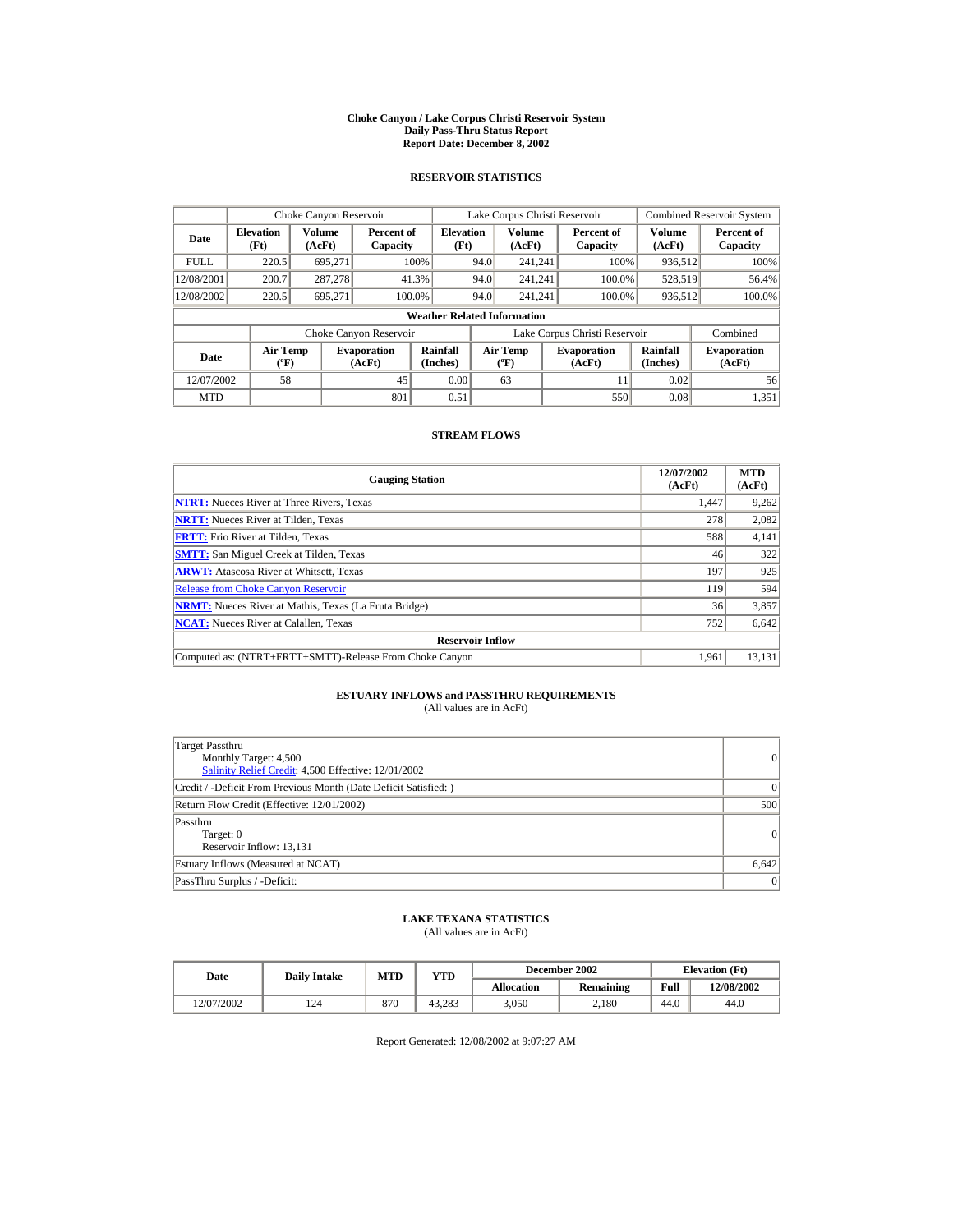# Choke Canyon / Lake Corpus Christi Reservoir System
## Daily Pass-Thru Status Report
### Report Date: December 8, 2002

## RESERVOIR STATISTICS

| Date | Choke Canyon Reservoir | | | Lake Corpus Christi Reservoir | | | Combined Reservoir System | |
|---|---|---|---|---|---|---|---|---|
| | Elevation (Ft) | Volume (AcFt) | Percent of Capacity | Elevation (Ft) | Volume (AcFt) | Percent of Capacity | Volume (AcFt) | Percent of Capacity |
| FULL | 220.5 | 695,271 | 100% | 94.0 | 241,241 | 100% | 936,512 | 100% |
| 12/08/2001 | 200.7 | 287,278 | 41.3% | 94.0 | 241,241 | 100.0% | 528,519 | 56.4% |
| 12/08/2002 | 220.5 | 695,271 | 100.0% | 94.0 | 241,241 | 100.0% | 936,512 | 100.0% |

**Weather Related Information**

| Date | Choke Canyon Reservoir | | | Lake Corpus Christi Reservoir | | | Combined |
|---|---|---|---|---|---|---|---|
| | Air Temp (ºF) | Evaporation (AcFt) | Rainfall (Inches) | Air Temp (ºF) | Evaporation (AcFt) | Rainfall (Inches) | Evaporation (AcFt) |
| 12/07/2002 | 58 | 45 | 0.00 | 63 | 11 | 0.02 | 56 |
| MTD | | 801 | 0.51 | | 550 | 0.08 | 1,351 |

## STREAM FLOWS

| Gauging Station | 12/07/2002 (AcFt) | MTD (AcFt) |
|---|---|---|
| NTRT: Nueces River at Three Rivers, Texas | 1,447 | 9,262 |
| NRTT: Nueces River at Tilden, Texas | 278 | 2,082 |
| FRTT: Frio River at Tilden, Texas | 588 | 4,141 |
| SMTT: San Miguel Creek at Tilden, Texas | 46 | 322 |
| ARWT: Atascosa River at Whitsett, Texas | 197 | 925 |
| Release from Choke Canyon Reservoir | 119 | 594 |
| NRMT: Nueces River at Mathis, Texas (La Fruta Bridge) | 36 | 3,857 |
| NCAT: Nueces River at Calallen, Texas | 752 | 6,642 |
| **Reservoir Inflow** | | |
| Computed as: (NTRT+FRTT+SMTT)-Release From Choke Canyon | 1,961 | 13,131 |

## ESTUARY INFLOWS and PASSTHRU REQUIREMENTS
(All values are in AcFt)

| | |
|---|---|
| Target Passthru<br>Monthly Target: 4,500<br>Salinity Relief Credit: 4,500 Effective: 12/01/2002 | 0 |
| Credit / -Deficit From Previous Month (Date Deficit Satisfied: ) | 0 |
| Return Flow Credit (Effective: 12/01/2002) | 500 |
| Passthru<br>Target: 0<br>Reservoir Inflow: 13,131 | 0 |
| Estuary Inflows (Measured at NCAT) | 6,642 |
| PassThru Surplus / -Deficit: | 0 |

## LAKE TEXANA STATISTICS
(All values are in AcFt)

| Date | Daily Intake | MTD | YTD | December 2002 | | Elevation (Ft) | |
|---|---|---|---|---|---|---|---|
| | | | | Allocation | Remaining | Full | 12/08/2002 |
| 12/07/2002 | 124 | 870 | 43,283 | 3,050 | 2,180 | 44.0 | 44.0 |

Report Generated: 12/08/2002 at 9:07:27 AM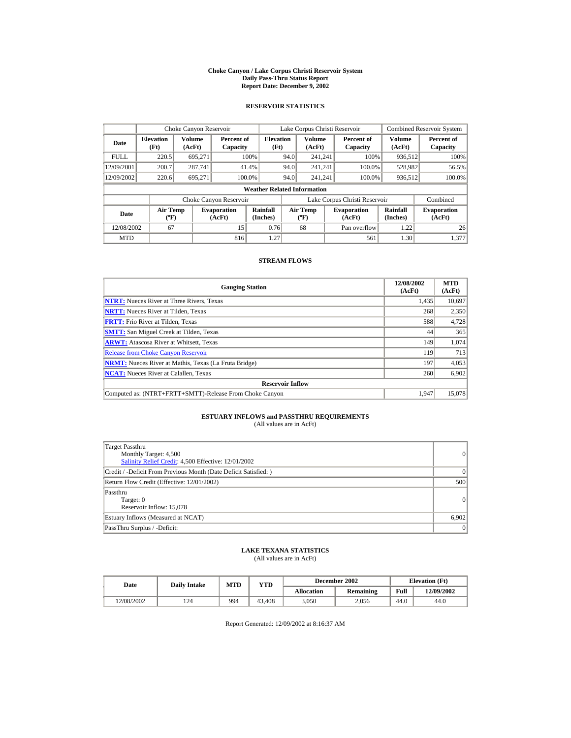# Choke Canyon / Lake Corpus Christi Reservoir System
## Daily Pass-Thru Status Report
## Report Date: December 9, 2002

### RESERVOIR STATISTICS

| Date | Choke Canyon Reservoir | | | Lake Corpus Christi Reservoir | | | Combined Reservoir System | |
|---|---|---|---|---|---|---|---|---|
| | Elevation (Ft) | Volume (AcFt) | Percent of Capacity | Elevation (Ft) | Volume (AcFt) | Percent of Capacity | Volume (AcFt) | Percent of Capacity |
| FULL | 220.5 | 695,271 | 100% | 94.0 | 241,241 | 100% | 936,512 | 100% |
| 12/09/2001 | 200.7 | 287,741 | 41.4% | 94.0 | 241,241 | 100.0% | 528,982 | 56.5% |
| 12/09/2002 | 220.6 | 695,271 | 100.0% | 94.0 | 241,241 | 100.0% | 936,512 | 100.0% |

**Weather Related Information**

| Date | Choke Canyon Reservoir | | | Lake Corpus Christi Reservoir | | | Combined |
|---|---|---|---|---|---|---|---|
| | Air Temp (ºF) | Evaporation (AcFt) | Rainfall (Inches) | Air Temp (ºF) | Evaporation (AcFt) | Rainfall (Inches) | Evaporation (AcFt) |
| 12/08/2002 | 67 | 15 | 0.76 | 68 | Pan overflow | 1.22 | 26 |
| MTD | | 816 | 1.27 | | 561 | 1.30 | 1,377 |

### STREAM FLOWS

| Gauging Station | 12/08/2002 (AcFt) | MTD (AcFt) |
|---|---|---|
| **NTRT:** Nueces River at Three Rivers, Texas | 1,435 | 10,697 |
| **NRTT:** Nueces River at Tilden, Texas | 268 | 2,350 |
| **FRTT:** Frio River at Tilden, Texas | 588 | 4,728 |
| **SMTT:** San Miguel Creek at Tilden, Texas | 44 | 365 |
| **ARWT:** Atascosa River at Whitsett, Texas | 149 | 1,074 |
| Release from Choke Canyon Reservoir | 119 | 713 |
| **NRMT:** Nueces River at Mathis, Texas (La Fruta Bridge) | 197 | 4,053 |
| **NCAT:** Nueces River at Calallen, Texas | 260 | 6,902 |
| **Reservoir Inflow** | | |
| Computed as: (NTRT+FRTT+SMTT)-Release From Choke Canyon | 1,947 | 15,078 |

### ESTUARY INFLOWS and PASSTHRU REQUIREMENTS
(All values are in AcFt)

| | |
|---|---|
| Target Passthru<br>Monthly Target: 4,500<br>Salinity Relief Credit: 4,500 Effective: 12/01/2002 | 0 |
| Credit / -Deficit From Previous Month (Date Deficit Satisfied: ) | 0 |
| Return Flow Credit (Effective: 12/01/2002) | 500 |
| Passthru<br>Target: 0<br>Reservoir Inflow: 15,078 | 0 |
| Estuary Inflows (Measured at NCAT) | 6,902 |
| PassThru Surplus / -Deficit: | 0 |

### LAKE TEXANA STATISTICS
(All values are in AcFt)

| Date | Daily Intake | MTD | YTD | December 2002 | | Elevation (Ft) | |
|---|---|---|---|---|---|---|---|
| | | | | Allocation | Remaining | Full | 12/09/2002 |
| 12/08/2002 | 124 | 994 | 43,408 | 3,050 | 2,056 | 44.0 | 44.0 |

Report Generated: 12/09/2002 at 8:16:37 AM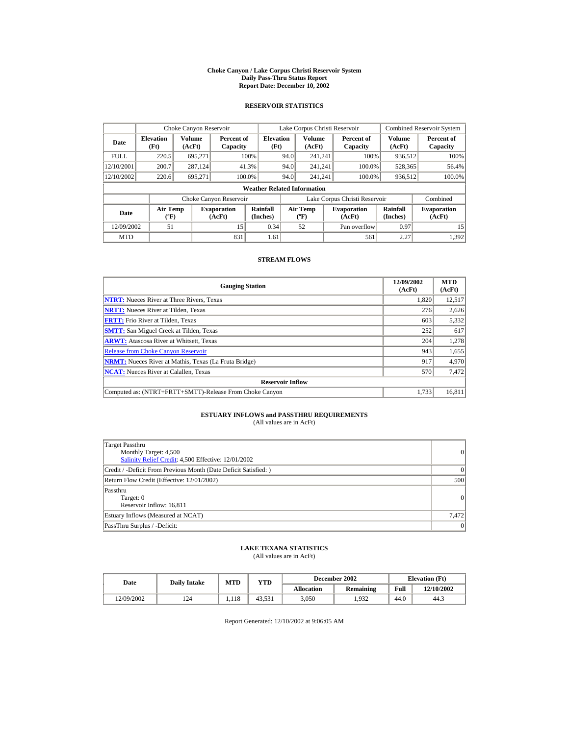# Choke Canyon / Lake Corpus Christi Reservoir System
## Daily Pass-Thru Status Report
## Report Date: December 10, 2002

### RESERVOIR STATISTICS

| | Choke Canyon Reservoir | | | Lake Corpus Christi Reservoir | | | Combined Reservoir System | |
|---|---|---|---|---|---|---|---|---|
| Date | Elevation (Ft) | Volume (AcFt) | Percent of Capacity | Elevation (Ft) | Volume (AcFt) | Percent of Capacity | Volume (AcFt) | Percent of Capacity |
| FULL | 220.5 | 695,271 | 100% | 94.0 | 241,241 | 100% | 936,512 | 100% |
| 12/10/2001 | 200.7 | 287,124 | 41.3% | 94.0 | 241,241 | 100.0% | 528,365 | 56.4% |
| 12/10/2002 | 220.6 | 695,271 | 100.0% | 94.0 | 241,241 | 100.0% | 936,512 | 100.0% |

**Weather Related Information**

| | Choke Canyon Reservoir | | | Lake Corpus Christi Reservoir | | | Combined |
|---|---|---|---|---|---|---|---|
| Date | Air Temp (ºF) | Evaporation (AcFt) | Rainfall (Inches) | Air Temp (ºF) | Evaporation (AcFt) | Rainfall (Inches) | Evaporation (AcFt) |
| 12/09/2002 | 51 | 15 | 0.34 | 52 | Pan overflow | 0.97 | 15 |
| MTD | | 831 | 1.61 | | 561 | 2.27 | 1,392 |

### STREAM FLOWS

| Gauging Station | 12/09/2002 (AcFt) | MTD (AcFt) |
|---|---|---|
| NTRT: Nueces River at Three Rivers, Texas | 1,820 | 12,517 |
| NRTT: Nueces River at Tilden, Texas | 276 | 2,626 |
| FRTT: Frio River at Tilden, Texas | 603 | 5,332 |
| SMTT: San Miguel Creek at Tilden, Texas | 252 | 617 |
| ARWT: Atascosa River at Whitsett, Texas | 204 | 1,278 |
| Release from Choke Canyon Reservoir | 943 | 1,655 |
| NRMT: Nueces River at Mathis, Texas (La Fruta Bridge) | 917 | 4,970 |
| NCAT: Nueces River at Calallen, Texas | 570 | 7,472 |
| **Reservoir Inflow** | | |
| Computed as: (NTRT+FRTT+SMTT)-Release From Choke Canyon | 1,733 | 16,811 |

### ESTUARY INFLOWS and PASSTHRU REQUIREMENTS
(All values are in AcFt)

| | |
|---|---|
| Target Passthru<br>Monthly Target: 4,500<br>Salinity Relief Credit: 4,500 Effective: 12/01/2002 | 0 |
| Credit / -Deficit From Previous Month (Date Deficit Satisfied: ) | 0 |
| Return Flow Credit (Effective: 12/01/2002) | 500 |
| Passthru<br>Target: 0<br>Reservoir Inflow: 16,811 | 0 |
| Estuary Inflows (Measured at NCAT) | 7,472 |
| PassThru Surplus / -Deficit: | 0 |

### LAKE TEXANA STATISTICS
(All values are in AcFt)

| Date | Daily Intake | MTD | YTD | December 2002 | | Elevation (Ft) | |
|---|---|---|---|---|---|---|---|
| | | | | Allocation | Remaining | Full | 12/10/2002 |
| 12/09/2002 | 124 | 1,118 | 43,531 | 3,050 | 1,932 | 44.0 | 44.3 |

Report Generated: 12/10/2002 at 9:06:05 AM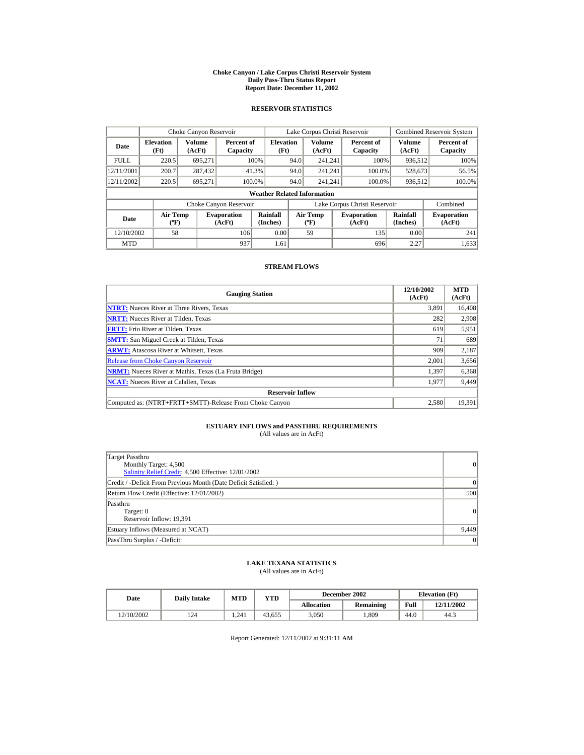# Choke Canyon / Lake Corpus Christi Reservoir System
## Daily Pass-Thru Status Report
## Report Date: December 11, 2002

### RESERVOIR STATISTICS

| | Choke Canyon Reservoir | | | Lake Corpus Christi Reservoir | | | Combined Reservoir System | |
|---|---|---|---|---|---|---|---|---|
| **Date** | **Elevation (Ft)** | **Volume (AcFt)** | **Percent of Capacity** | **Elevation (Ft)** | **Volume (AcFt)** | **Percent of Capacity** | **Volume (AcFt)** | **Percent of Capacity** |
| FULL | 220.5 | 695,271 | 100% | 94.0 | 241,241 | 100% | 936,512 | 100% |
| 12/11/2001 | 200.7 | 287,432 | 41.3% | 94.0 | 241,241 | 100.0% | 528,673 | 56.5% |
| 12/11/2002 | 220.5 | 695,271 | 100.0% | 94.0 | 241,241 | 100.0% | 936,512 | 100.0% |

**Weather Related Information**

| | Choke Canyon Reservoir | | | Lake Corpus Christi Reservoir | | | Combined |
|---|---|---|---|---|---|---|---|
| **Date** | **Air Temp (ºF)** | **Evaporation (AcFt)** | **Rainfall (Inches)** | **Air Temp (ºF)** | **Evaporation (AcFt)** | **Rainfall (Inches)** | **Evaporation (AcFt)** |
| 12/10/2002 | 58 | 106 | 0.00 | 59 | 135 | 0.00 | 241 |
| MTD | | 937 | 1.61 | | 696 | 2.27 | 1,633 |

### STREAM FLOWS

| Gauging Station | 12/10/2002 (AcFt) | MTD (AcFt) |
|---|---|---|
| **NTRT:** Nueces River at Three Rivers, Texas | 3,891 | 16,408 |
| **NRTT:** Nueces River at Tilden, Texas | 282 | 2,908 |
| **FRTT:** Frio River at Tilden, Texas | 619 | 5,951 |
| **SMTT:** San Miguel Creek at Tilden, Texas | 71 | 689 |
| **ARWT:** Atascosa River at Whitsett, Texas | 909 | 2,187 |
| Release from Choke Canyon Reservoir | 2,001 | 3,656 |
| **NRMT:** Nueces River at Mathis, Texas (La Fruta Bridge) | 1,397 | 6,368 |
| **NCAT:** Nueces River at Calallen, Texas | 1,977 | 9,449 |
| **Reservoir Inflow** | | |
| Computed as: (NTRT+FRTT+SMTT)-Release From Choke Canyon | 2,580 | 19,391 |

### ESTUARY INFLOWS and PASSTHRU REQUIREMENTS
(All values are in AcFt)

| | |
|---|---|
| Target Passthru<br>Monthly Target: 4,500<br>Salinity Relief Credit: 4,500 Effective: 12/01/2002 | 0 |
| Credit / -Deficit From Previous Month (Date Deficit Satisfied: ) | 0 |
| Return Flow Credit (Effective: 12/01/2002) | 500 |
| Passthru<br>Target: 0<br>Reservoir Inflow: 19,391 | 0 |
| Estuary Inflows (Measured at NCAT) | 9,449 |
| PassThru Surplus / -Deficit: | 0 |

### LAKE TEXANA STATISTICS
(All values are in AcFt)

| Date | Daily Intake | MTD | YTD | December 2002 | | Elevation (Ft) | |
|---|---|---|---|---|---|---|---|
| | | | | **Allocation** | **Remaining** | **Full** | **12/11/2002** |
| 12/10/2002 | 124 | 1,241 | 43,655 | 3,050 | 1,809 | 44.0 | 44.3 |

Report Generated: 12/11/2002 at 9:31:11 AM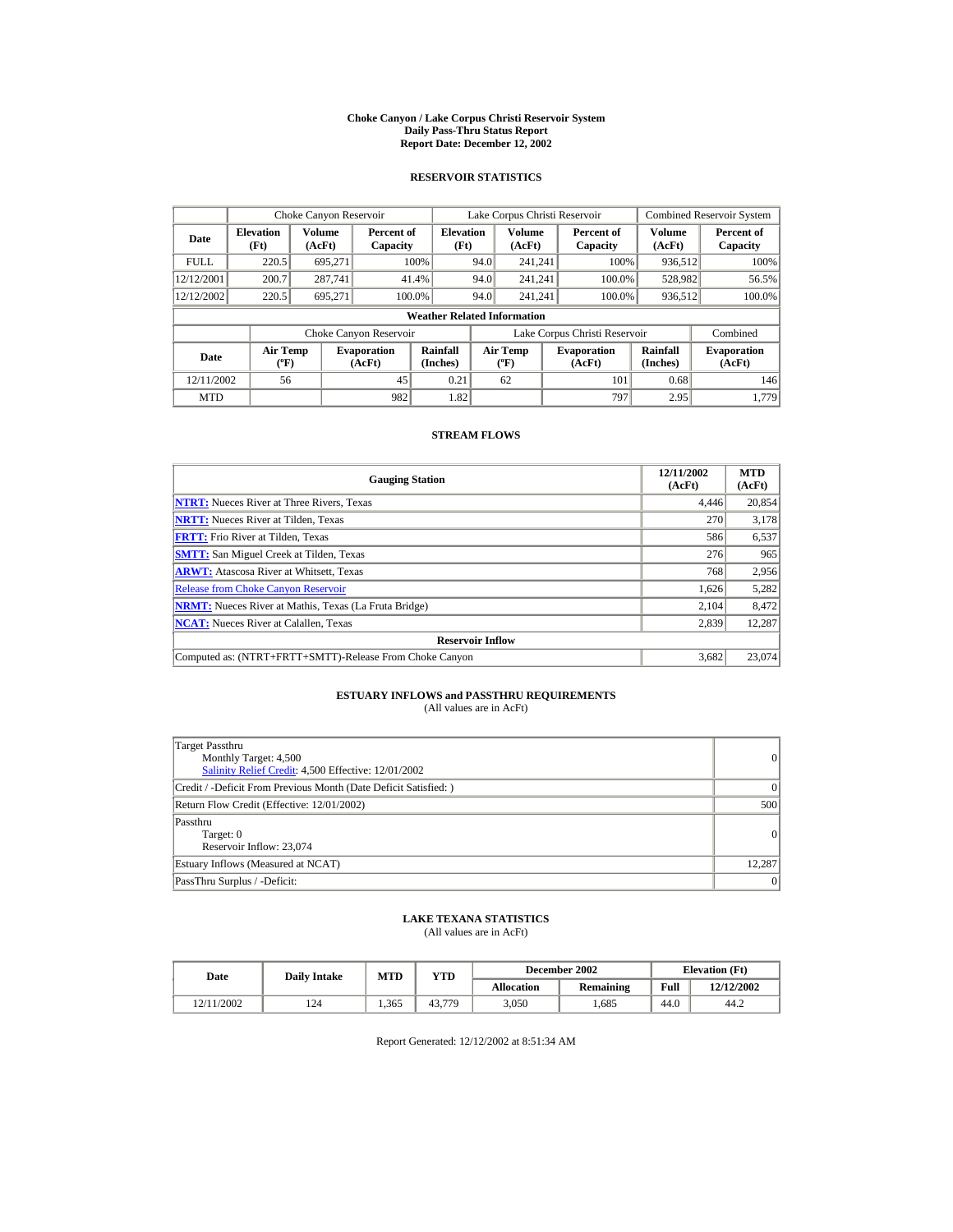# Choke Canyon / Lake Corpus Christi Reservoir System
## Daily Pass-Thru Status Report
## Report Date: December 12, 2002

### RESERVOIR STATISTICS

| Date | Choke Canyon Reservoir | | | Lake Corpus Christi Reservoir | | | Combined Reservoir System | |
|---|---|---|---|---|---|---|---|---|
| | Elevation (Ft) | Volume (AcFt) | Percent of Capacity | Elevation (Ft) | Volume (AcFt) | Percent of Capacity | Volume (AcFt) | Percent of Capacity |
| FULL | 220.5 | 695,271 | 100% | 94.0 | 241,241 | 100% | 936,512 | 100% |
| 12/12/2001 | 200.7 | 287,741 | 41.4% | 94.0 | 241,241 | 100.0% | 528,982 | 56.5% |
| 12/12/2002 | 220.5 | 695,271 | 100.0% | 94.0 | 241,241 | 100.0% | 936,512 | 100.0% |

**Weather Related Information**

| Date | Choke Canyon Reservoir | | | Lake Corpus Christi Reservoir | | | Combined |
|---|---|---|---|---|---|---|---|
| | Air Temp (ºF) | Evaporation (AcFt) | Rainfall (Inches) | Air Temp (ºF) | Evaporation (AcFt) | Rainfall (Inches) | Evaporation (AcFt) |
| 12/11/2002 | 56 | 45 | 0.21 | 62 | 101 | 0.68 | 146 |
| MTD | | 982 | 1.82 | | 797 | 2.95 | 1,779 |

### STREAM FLOWS

| Gauging Station | 12/11/2002 (AcFt) | MTD (AcFt) |
|---|---|---|
| NTRT: Nueces River at Three Rivers, Texas | 4,446 | 20,854 |
| NRTT: Nueces River at Tilden, Texas | 270 | 3,178 |
| FRTT: Frio River at Tilden, Texas | 586 | 6,537 |
| SMTT: San Miguel Creek at Tilden, Texas | 276 | 965 |
| ARWT: Atascosa River at Whitsett, Texas | 768 | 2,956 |
| Release from Choke Canyon Reservoir | 1,626 | 5,282 |
| NRMT: Nueces River at Mathis, Texas (La Fruta Bridge) | 2,104 | 8,472 |
| NCAT: Nueces River at Calallen, Texas | 2,839 | 12,287 |
| **Reservoir Inflow** | | |
| Computed as: (NTRT+FRTT+SMTT)-Release From Choke Canyon | 3,682 | 23,074 |

### ESTUARY INFLOWS and PASSTHRU REQUIREMENTS
(All values are in AcFt)

| | |
|---|---|
| Target Passthru<br>Monthly Target: 4,500<br>Salinity Relief Credit: 4,500 Effective: 12/01/2002 | 0 |
| Credit / -Deficit From Previous Month (Date Deficit Satisfied: ) | 0 |
| Return Flow Credit (Effective: 12/01/2002) | 500 |
| Passthru<br>Target: 0<br>Reservoir Inflow: 23,074 | 0 |
| Estuary Inflows (Measured at NCAT) | 12,287 |
| PassThru Surplus / -Deficit: | 0 |

### LAKE TEXANA STATISTICS
(All values are in AcFt)

| Date | Daily Intake | MTD | YTD | December 2002 | | Elevation (Ft) | |
|---|---|---|---|---|---|---|---|
| | | | | Allocation | Remaining | Full | 12/12/2002 |
| 12/11/2002 | 124 | 1,365 | 43,779 | 3,050 | 1,685 | 44.0 | 44.2 |

Report Generated: 12/12/2002 at 8:51:34 AM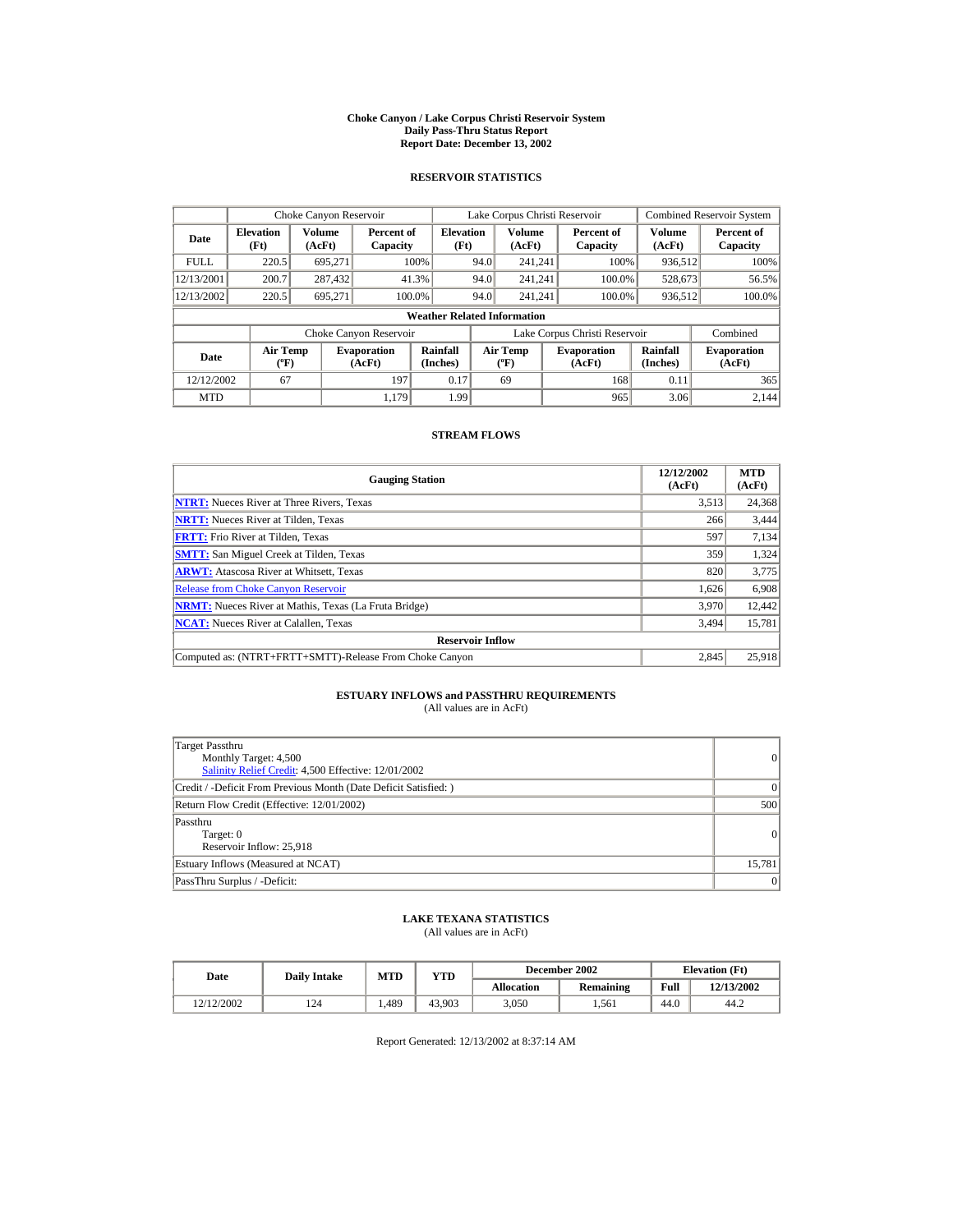# Choke Canyon / Lake Corpus Christi Reservoir System
## Daily Pass-Thru Status Report
## Report Date: December 13, 2002

### RESERVOIR STATISTICS

| | Choke Canyon Reservoir | | | Lake Corpus Christi Reservoir | | | Combined Reservoir System | |
|---|---|---|---|---|---|---|---|---|
| Date | Elevation (Ft) | Volume (AcFt) | Percent of Capacity | Elevation (Ft) | Volume (AcFt) | Percent of Capacity | Volume (AcFt) | Percent of Capacity |
| FULL | 220.5 | 695,271 | 100% | 94.0 | 241,241 | 100% | 936,512 | 100% |
| 12/13/2001 | 200.7 | 287,432 | 41.3% | 94.0 | 241,241 | 100.0% | 528,673 | 56.5% |
| 12/13/2002 | 220.5 | 695,271 | 100.0% | 94.0 | 241,241 | 100.0% | 936,512 | 100.0% |

**Weather Related Information**

| | Choke Canyon Reservoir | | | Lake Corpus Christi Reservoir | | | Combined |
|---|---|---|---|---|---|---|---|
| Date | Air Temp (ºF) | Evaporation (AcFt) | Rainfall (Inches) | Air Temp (ºF) | Evaporation (AcFt) | Rainfall (Inches) | Evaporation (AcFt) |
| 12/12/2002 | 67 | 197 | 0.17 | 69 | 168 | 0.11 | 365 |
| MTD | | 1,179 | 1.99 | | 965 | 3.06 | 2,144 |

### STREAM FLOWS

| Gauging Station | 12/12/2002 (AcFt) | MTD (AcFt) |
|---|---|---|
| **NTRT:** Nueces River at Three Rivers, Texas | 3,513 | 24,368 |
| **NRTT:** Nueces River at Tilden, Texas | 266 | 3,444 |
| **FRTT:** Frio River at Tilden, Texas | 597 | 7,134 |
| **SMTT:** San Miguel Creek at Tilden, Texas | 359 | 1,324 |
| **ARWT:** Atascosa River at Whitsett, Texas | 820 | 3,775 |
| Release from Choke Canyon Reservoir | 1,626 | 6,908 |
| **NRMT:** Nueces River at Mathis, Texas (La Fruta Bridge) | 3,970 | 12,442 |
| **NCAT:** Nueces River at Calallen, Texas | 3,494 | 15,781 |
| **Reservoir Inflow** | | |
| Computed as: (NTRT+FRTT+SMTT)-Release From Choke Canyon | 2,845 | 25,918 |

### ESTUARY INFLOWS and PASSTHRU REQUIREMENTS
(All values are in AcFt)

| | |
|---|---|
| Target Passthru<br>Monthly Target: 4,500<br>Salinity Relief Credit: 4,500 Effective: 12/01/2002 | 0 |
| Credit / -Deficit From Previous Month (Date Deficit Satisfied: ) | 0 |
| Return Flow Credit (Effective: 12/01/2002) | 500 |
| Passthru<br>Target: 0<br>Reservoir Inflow: 25,918 | 0 |
| Estuary Inflows (Measured at NCAT) | 15,781 |
| PassThru Surplus / -Deficit: | 0 |

### LAKE TEXANA STATISTICS
(All values are in AcFt)

| Date | Daily Intake | MTD | YTD | December 2002 | | Elevation (Ft) | |
|---|---|---|---|---|---|---|---|
| | | | | Allocation | Remaining | Full | 12/13/2002 |
| 12/12/2002 | 124 | 1,489 | 43,903 | 3,050 | 1,561 | 44.0 | 44.2 |

Report Generated: 12/13/2002 at 8:37:14 AM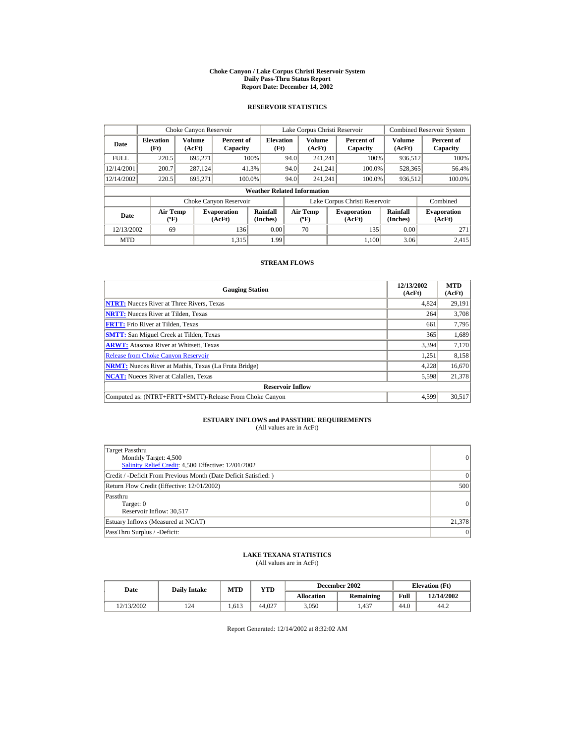# Choke Canyon / Lake Corpus Christi Reservoir System
## Daily Pass-Thru Status Report
## Report Date: December 14, 2002

### RESERVOIR STATISTICS

| | Choke Canyon Reservoir | | | Lake Corpus Christi Reservoir | | | Combined Reservoir System | |
|---|---|---|---|---|---|---|---|---|
| **Date** | **Elevation (Ft)** | **Volume (AcFt)** | **Percent of Capacity** | **Elevation (Ft)** | **Volume (AcFt)** | **Percent of Capacity** | **Volume (AcFt)** | **Percent of Capacity** |
| FULL | 220.5 | 695,271 | 100% | 94.0 | 241,241 | 100% | 936,512 | 100% |
| 12/14/2001 | 200.7 | 287,124 | 41.3% | 94.0 | 241,241 | 100.0% | 528,365 | 56.4% |
| 12/14/2002 | 220.5 | 695,271 | 100.0% | 94.0 | 241,241 | 100.0% | 936,512 | 100.0% |

**Weather Related Information**

| | Choke Canyon Reservoir | | | Lake Corpus Christi Reservoir | | | Combined |
|---|---|---|---|---|---|---|---|
| **Date** | **Air Temp (ºF)** | **Evaporation (AcFt)** | **Rainfall (Inches)** | **Air Temp (ºF)** | **Evaporation (AcFt)** | **Rainfall (Inches)** | **Evaporation (AcFt)** |
| 12/13/2002 | 69 | 136 | 0.00 | 70 | 135 | 0.00 | 271 |
| MTD | | 1,315 | 1.99 | | 1,100 | 3.06 | 2,415 |

### STREAM FLOWS

| Gauging Station | 12/13/2002 (AcFt) | MTD (AcFt) |
|---|---|---|
| **NTRT:** Nueces River at Three Rivers, Texas | 4,824 | 29,191 |
| **NRTT:** Nueces River at Tilden, Texas | 264 | 3,708 |
| **FRTT:** Frio River at Tilden, Texas | 661 | 7,795 |
| **SMTT:** San Miguel Creek at Tilden, Texas | 365 | 1,689 |
| **ARWT:** Atascosa River at Whitsett, Texas | 3,394 | 7,170 |
| Release from Choke Canyon Reservoir | 1,251 | 8,158 |
| **NRMT:** Nueces River at Mathis, Texas (La Fruta Bridge) | 4,228 | 16,670 |
| **NCAT:** Nueces River at Calallen, Texas | 5,598 | 21,378 |
| **Reservoir Inflow** | | |
| Computed as: (NTRT+FRTT+SMTT)-Release From Choke Canyon | 4,599 | 30,517 |

### ESTUARY INFLOWS and PASSTHRU REQUIREMENTS
(All values are in AcFt)

| | |
|---|---|
| Target Passthru<br>Monthly Target: 4,500<br>Salinity Relief Credit: 4,500 Effective: 12/01/2002 | 0 |
| Credit / -Deficit From Previous Month (Date Deficit Satisfied: ) | 0 |
| Return Flow Credit (Effective: 12/01/2002) | 500 |
| Passthru<br>Target: 0<br>Reservoir Inflow: 30,517 | 0 |
| Estuary Inflows (Measured at NCAT) | 21,378 |
| PassThru Surplus / -Deficit: | 0 |

### LAKE TEXANA STATISTICS
(All values are in AcFt)

| Date | Daily Intake | MTD | YTD | December 2002 | | Elevation (Ft) | |
|---|---|---|---|---|---|---|---|
| | | | | **Allocation** | **Remaining** | **Full** | **12/14/2002** |
| 12/13/2002 | 124 | 1,613 | 44,027 | 3,050 | 1,437 | 44.0 | 44.2 |

Report Generated: 12/14/2002 at 8:32:02 AM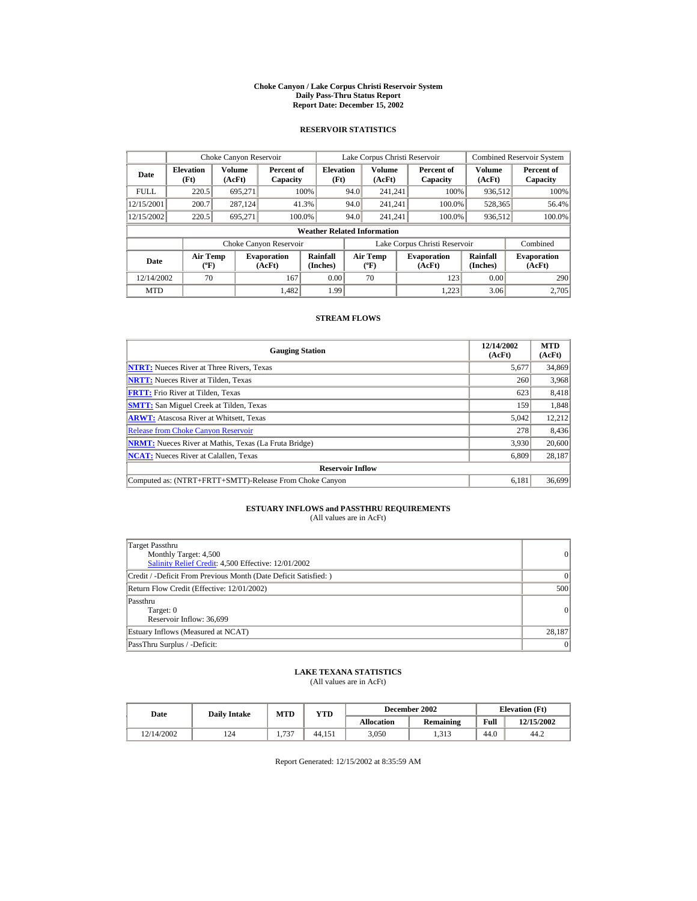# Choke Canyon / Lake Corpus Christi Reservoir System
## Daily Pass-Thru Status Report
## Report Date: December 15, 2002

### RESERVOIR STATISTICS

| Date | Choke Canyon Reservoir | | | Lake Corpus Christi Reservoir | | | Combined Reservoir System | |
|---|---|---|---|---|---|---|---|---|
| | Elevation (Ft) | Volume (AcFt) | Percent of Capacity | Elevation (Ft) | Volume (AcFt) | Percent of Capacity | Volume (AcFt) | Percent of Capacity |
| FULL | 220.5 | 695,271 | 100% | 94.0 | 241,241 | 100% | 936,512 | 100% |
| 12/15/2001 | 200.7 | 287,124 | 41.3% | 94.0 | 241,241 | 100.0% | 528,365 | 56.4% |
| 12/15/2002 | 220.5 | 695,271 | 100.0% | 94.0 | 241,241 | 100.0% | 936,512 | 100.0% |

**Weather Related Information**

| Date | Choke Canyon Reservoir | | | Lake Corpus Christi Reservoir | | | Combined |
|---|---|---|---|---|---|---|---|
| | Air Temp (ºF) | Evaporation (AcFt) | Rainfall (Inches) | Air Temp (ºF) | Evaporation (AcFt) | Rainfall (Inches) | Evaporation (AcFt) |
| 12/14/2002 | 70 | 167 | 0.00 | 70 | 123 | 0.00 | 290 |
| MTD | | 1,482 | 1.99 | | 1,223 | 3.06 | 2,705 |

### STREAM FLOWS

| Gauging Station | 12/14/2002 (AcFt) | MTD (AcFt) |
|---|---|---|
| **NTRT:** Nueces River at Three Rivers, Texas | 5,677 | 34,869 |
| **NRTT:** Nueces River at Tilden, Texas | 260 | 3,968 |
| **FRTT:** Frio River at Tilden, Texas | 623 | 8,418 |
| **SMTT:** San Miguel Creek at Tilden, Texas | 159 | 1,848 |
| **ARWT:** Atascosa River at Whitsett, Texas | 5,042 | 12,212 |
| Release from Choke Canyon Reservoir | 278 | 8,436 |
| **NRMT:** Nueces River at Mathis, Texas (La Fruta Bridge) | 3,930 | 20,600 |
| **NCAT:** Nueces River at Calallen, Texas | 6,809 | 28,187 |
| **Reservoir Inflow** | | |
| Computed as: (NTRT+FRTT+SMTT)-Release From Choke Canyon | 6,181 | 36,699 |

### ESTUARY INFLOWS and PASSTHRU REQUIREMENTS
(All values are in AcFt)

| | |
|---|---|
| Target Passthru<br>Monthly Target: 4,500<br>Salinity Relief Credit: 4,500 Effective: 12/01/2002 | 0 |
| Credit / -Deficit From Previous Month (Date Deficit Satisfied: ) | 0 |
| Return Flow Credit (Effective: 12/01/2002) | 500 |
| Passthru<br>Target: 0<br>Reservoir Inflow: 36,699 | 0 |
| Estuary Inflows (Measured at NCAT) | 28,187 |
| PassThru Surplus / -Deficit: | 0 |

### LAKE TEXANA STATISTICS
(All values are in AcFt)

| Date | Daily Intake | MTD | YTD | December 2002 | | Elevation (Ft) | |
|---|---|---|---|---|---|---|---|
| | | | | Allocation | Remaining | Full | 12/15/2002 |
| 12/14/2002 | 124 | 1,737 | 44,151 | 3,050 | 1,313 | 44.0 | 44.2 |

Report Generated: 12/15/2002 at 8:35:59 AM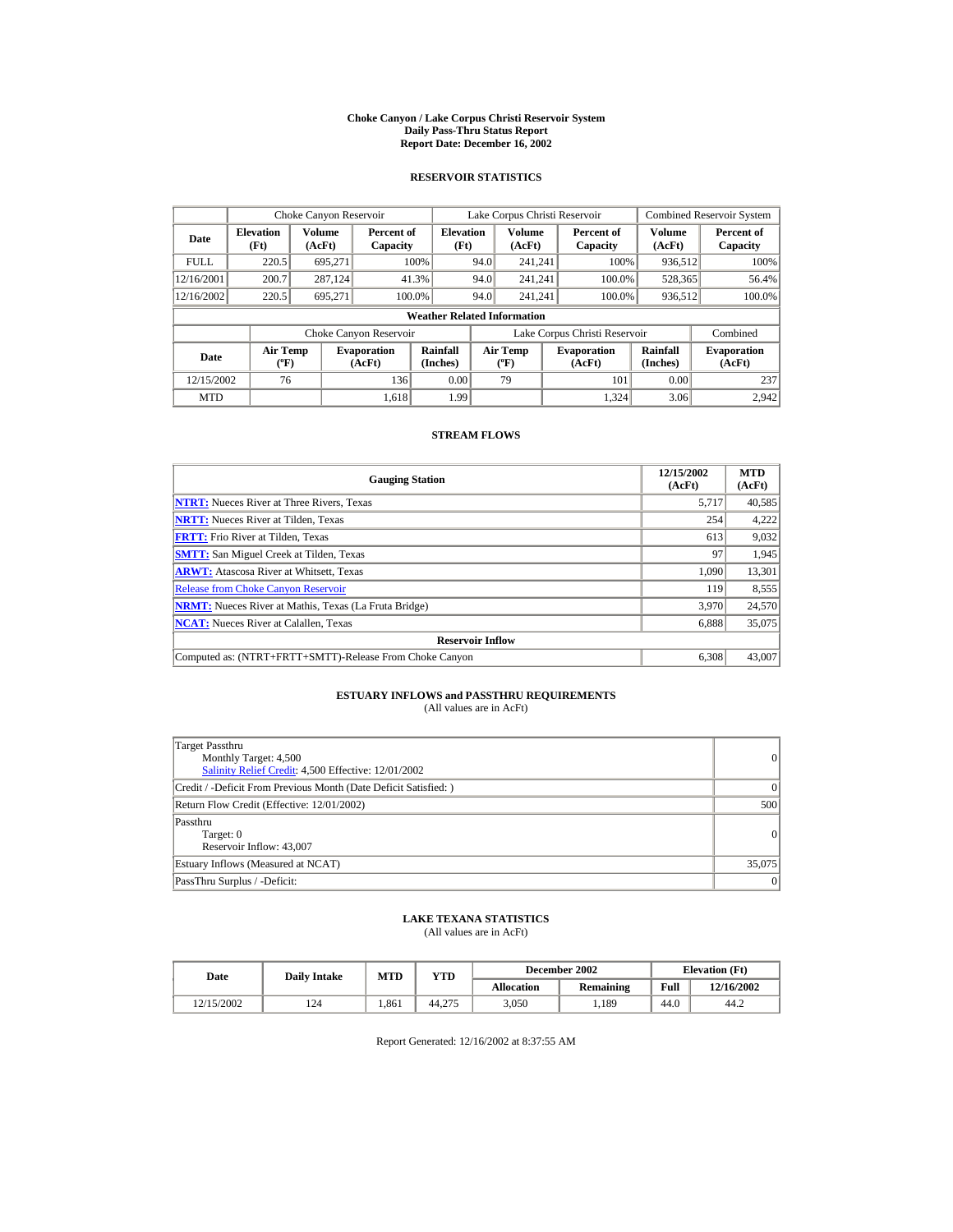# Choke Canyon / Lake Corpus Christi Reservoir System
## Daily Pass-Thru Status Report
## Report Date: December 16, 2002

### RESERVOIR STATISTICS

| Date | Choke Canyon Reservoir | | | Lake Corpus Christi Reservoir | | | Combined Reservoir System | |
|---|---|---|---|---|---|---|---|---|
| | Elevation (Ft) | Volume (AcFt) | Percent of Capacity | Elevation (Ft) | Volume (AcFt) | Percent of Capacity | Volume (AcFt) | Percent of Capacity |
| FULL | 220.5 | 695,271 | 100% | 94.0 | 241,241 | 100% | 936,512 | 100% |
| 12/16/2001 | 200.7 | 287,124 | 41.3% | 94.0 | 241,241 | 100.0% | 528,365 | 56.4% |
| 12/16/2002 | 220.5 | 695,271 | 100.0% | 94.0 | 241,241 | 100.0% | 936,512 | 100.0% |

**Weather Related Information**

| Date | Choke Canyon Reservoir | | | Lake Corpus Christi Reservoir | | | Combined |
|---|---|---|---|---|---|---|---|
| | Air Temp (ºF) | Evaporation (AcFt) | Rainfall (Inches) | Air Temp (ºF) | Evaporation (AcFt) | Rainfall (Inches) | Evaporation (AcFt) |
| 12/15/2002 | 76 | 136 | 0.00 | 79 | 101 | 0.00 | 237 |
| MTD | | 1,618 | 1.99 | | 1,324 | 3.06 | 2,942 |

### STREAM FLOWS

| Gauging Station | 12/15/2002 (AcFt) | MTD (AcFt) |
|---|---|---|
| NTRT: Nueces River at Three Rivers, Texas | 5,717 | 40,585 |
| NRTT: Nueces River at Tilden, Texas | 254 | 4,222 |
| FRTT: Frio River at Tilden, Texas | 613 | 9,032 |
| SMTT: San Miguel Creek at Tilden, Texas | 97 | 1,945 |
| ARWT: Atascosa River at Whitsett, Texas | 1,090 | 13,301 |
| Release from Choke Canyon Reservoir | 119 | 8,555 |
| NRMT: Nueces River at Mathis, Texas (La Fruta Bridge) | 3,970 | 24,570 |
| NCAT: Nueces River at Calallen, Texas | 6,888 | 35,075 |
| **Reservoir Inflow** | | |
| Computed as: (NTRT+FRTT+SMTT)-Release From Choke Canyon | 6,308 | 43,007 |

### ESTUARY INFLOWS and PASSTHRU REQUIREMENTS
(All values are in AcFt)

| | |
|---|---|
| Target Passthru<br>Monthly Target: 4,500<br>Salinity Relief Credit: 4,500 Effective: 12/01/2002 | 0 |
| Credit / -Deficit From Previous Month (Date Deficit Satisfied: ) | 0 |
| Return Flow Credit (Effective: 12/01/2002) | 500 |
| Passthru<br>Target: 0<br>Reservoir Inflow: 43,007 | 0 |
| Estuary Inflows (Measured at NCAT) | 35,075 |
| PassThru Surplus / -Deficit: | 0 |

### LAKE TEXANA STATISTICS
(All values are in AcFt)

| Date | Daily Intake | MTD | YTD | December 2002 | | Elevation (Ft) | |
|---|---|---|---|---|---|---|---|
| | | | | Allocation | Remaining | Full | 12/16/2002 |
| 12/15/2002 | 124 | 1,861 | 44,275 | 3,050 | 1,189 | 44.0 | 44.2 |

Report Generated: 12/16/2002 at 8:37:55 AM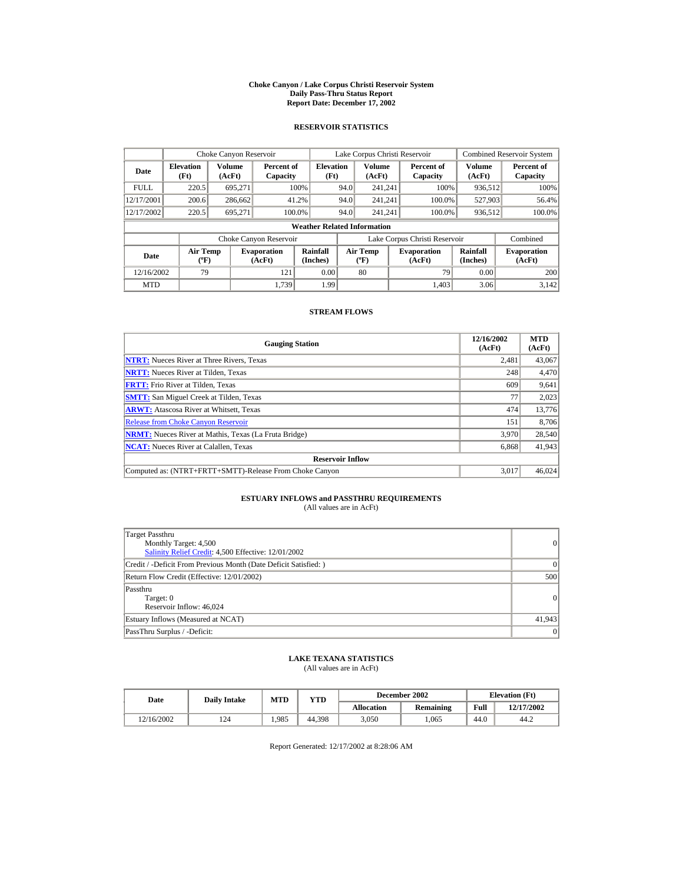# Choke Canyon / Lake Corpus Christi Reservoir System
## Daily Pass-Thru Status Report
## Report Date: December 17, 2002

### RESERVOIR STATISTICS

| | Choke Canyon Reservoir | | | Lake Corpus Christi Reservoir | | | Combined Reservoir System | |
|---|---|---|---|---|---|---|---|---|
| Date | Elevation (Ft) | Volume (AcFt) | Percent of Capacity | Elevation (Ft) | Volume (AcFt) | Percent of Capacity | Volume (AcFt) | Percent of Capacity |
| FULL | 220.5 | 695,271 | 100% | 94.0 | 241,241 | 100% | 936,512 | 100% |
| 12/17/2001 | 200.6 | 286,662 | 41.2% | 94.0 | 241,241 | 100.0% | 527,903 | 56.4% |
| 12/17/2002 | 220.5 | 695,271 | 100.0% | 94.0 | 241,241 | 100.0% | 936,512 | 100.0% |

**Weather Related Information**

| | Choke Canyon Reservoir | | | Lake Corpus Christi Reservoir | | | Combined |
|---|---|---|---|---|---|---|---|
| Date | Air Temp (ºF) | Evaporation (AcFt) | Rainfall (Inches) | Air Temp (ºF) | Evaporation (AcFt) | Rainfall (Inches) | Evaporation (AcFt) |
| 12/16/2002 | 79 | 121 | 0.00 | 80 | 79 | 0.00 | 200 |
| MTD | | 1,739 | 1.99 | | 1,403 | 3.06 | 3,142 |

### STREAM FLOWS

| Gauging Station | 12/16/2002 (AcFt) | MTD (AcFt) |
|---|---|---|
| **NTRT:** Nueces River at Three Rivers, Texas | 2,481 | 43,067 |
| **NRTT:** Nueces River at Tilden, Texas | 248 | 4,470 |
| **FRTT:** Frio River at Tilden, Texas | 609 | 9,641 |
| **SMTT:** San Miguel Creek at Tilden, Texas | 77 | 2,023 |
| **ARWT:** Atascosa River at Whitsett, Texas | 474 | 13,776 |
| Release from Choke Canyon Reservoir | 151 | 8,706 |
| **NRMT:** Nueces River at Mathis, Texas (La Fruta Bridge) | 3,970 | 28,540 |
| **NCAT:** Nueces River at Calallen, Texas | 6,868 | 41,943 |
| **Reservoir Inflow** | | |
| Computed as: (NTRT+FRTT+SMTT)-Release From Choke Canyon | 3,017 | 46,024 |

### ESTUARY INFLOWS and PASSTHRU REQUIREMENTS
(All values are in AcFt)

| | |
|---|---|
| Target Passthru<br>Monthly Target: 4,500<br>Salinity Relief Credit: 4,500 Effective: 12/01/2002 | 0 |
| Credit / -Deficit From Previous Month (Date Deficit Satisfied: ) | 0 |
| Return Flow Credit (Effective: 12/01/2002) | 500 |
| Passthru<br>Target: 0<br>Reservoir Inflow: 46,024 | 0 |
| Estuary Inflows (Measured at NCAT) | 41,943 |
| PassThru Surplus / -Deficit: | 0 |

### LAKE TEXANA STATISTICS
(All values are in AcFt)

| Date | Daily Intake | MTD | YTD | December 2002 | | Elevation (Ft) | |
|---|---|---|---|---|---|---|---|
| | | | | Allocation | Remaining | Full | 12/17/2002 |
| 12/16/2002 | 124 | 1,985 | 44,398 | 3,050 | 1,065 | 44.0 | 44.2 |

Report Generated: 12/17/2002 at 8:28:06 AM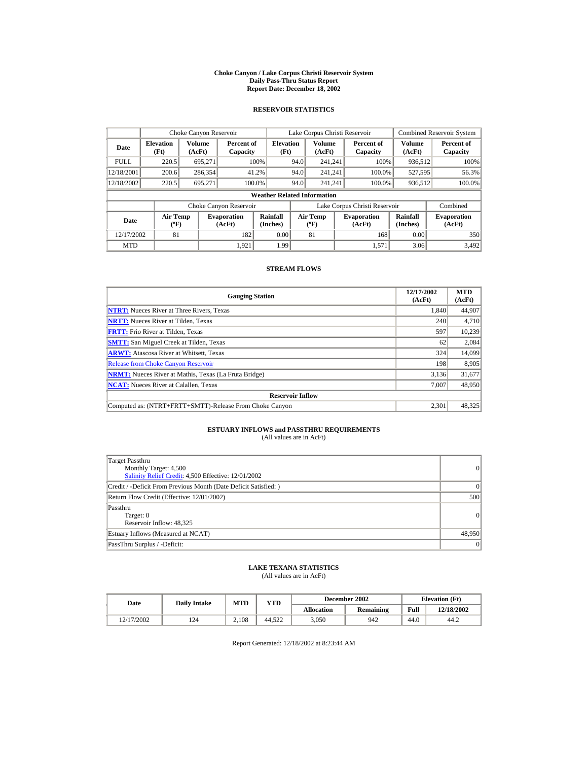# Choke Canyon / Lake Corpus Christi Reservoir System
## Daily Pass-Thru Status Report
## Report Date: December 18, 2002

### RESERVOIR STATISTICS

| Date | Choke Canyon Reservoir | | | Lake Corpus Christi Reservoir | | | Combined Reservoir System | |
|---|---|---|---|---|---|---|---|---|
| | Elevation (Ft) | Volume (AcFt) | Percent of Capacity | Elevation (Ft) | Volume (AcFt) | Percent of Capacity | Volume (AcFt) | Percent of Capacity |
| FULL | 220.5 | 695,271 | 100% | 94.0 | 241,241 | 100% | 936,512 | 100% |
| 12/18/2001 | 200.6 | 286,354 | 41.2% | 94.0 | 241,241 | 100.0% | 527,595 | 56.3% |
| 12/18/2002 | 220.5 | 695,271 | 100.0% | 94.0 | 241,241 | 100.0% | 936,512 | 100.0% |

**Weather Related Information**

| Date | Choke Canyon Reservoir | | | Lake Corpus Christi Reservoir | | | Combined |
|---|---|---|---|---|---|---|---|
| | Air Temp (ºF) | Evaporation (AcFt) | Rainfall (Inches) | Air Temp (ºF) | Evaporation (AcFt) | Rainfall (Inches) | Evaporation (AcFt) |
| 12/17/2002 | 81 | 182 | 0.00 | 81 | 168 | 0.00 | 350 |
| MTD | | 1,921 | 1.99 | | 1,571 | 3.06 | 3,492 |

### STREAM FLOWS

| Gauging Station | 12/17/2002 (AcFt) | MTD (AcFt) |
|---|---|---|
| NTRT: Nueces River at Three Rivers, Texas | 1,840 | 44,907 |
| NRTT: Nueces River at Tilden, Texas | 240 | 4,710 |
| FRTT: Frio River at Tilden, Texas | 597 | 10,239 |
| SMTT: San Miguel Creek at Tilden, Texas | 62 | 2,084 |
| ARWT: Atascosa River at Whitsett, Texas | 324 | 14,099 |
| Release from Choke Canyon Reservoir | 198 | 8,905 |
| NRMT: Nueces River at Mathis, Texas (La Fruta Bridge) | 3,136 | 31,677 |
| NCAT: Nueces River at Calallen, Texas | 7,007 | 48,950 |
| **Reservoir Inflow** | | |
| Computed as: (NTRT+FRTT+SMTT)-Release From Choke Canyon | 2,301 | 48,325 |

### ESTUARY INFLOWS and PASSTHRU REQUIREMENTS
(All values are in AcFt)

| | |
|---|---|
| Target Passthru<br>Monthly Target: 4,500<br>Salinity Relief Credit: 4,500 Effective: 12/01/2002 | 0 |
| Credit / -Deficit From Previous Month (Date Deficit Satisfied: ) | 0 |
| Return Flow Credit (Effective: 12/01/2002) | 500 |
| Passthru<br>Target: 0<br>Reservoir Inflow: 48,325 | 0 |
| Estuary Inflows (Measured at NCAT) | 48,950 |
| PassThru Surplus / -Deficit: | 0 |

### LAKE TEXANA STATISTICS
(All values are in AcFt)

| Date | Daily Intake | MTD | YTD | December 2002 | | Elevation (Ft) | |
|---|---|---|---|---|---|---|---|
| | | | | Allocation | Remaining | Full | 12/18/2002 |
| 12/17/2002 | 124 | 2,108 | 44,522 | 3,050 | 942 | 44.0 | 44.2 |

Report Generated: 12/18/2002 at 8:23:44 AM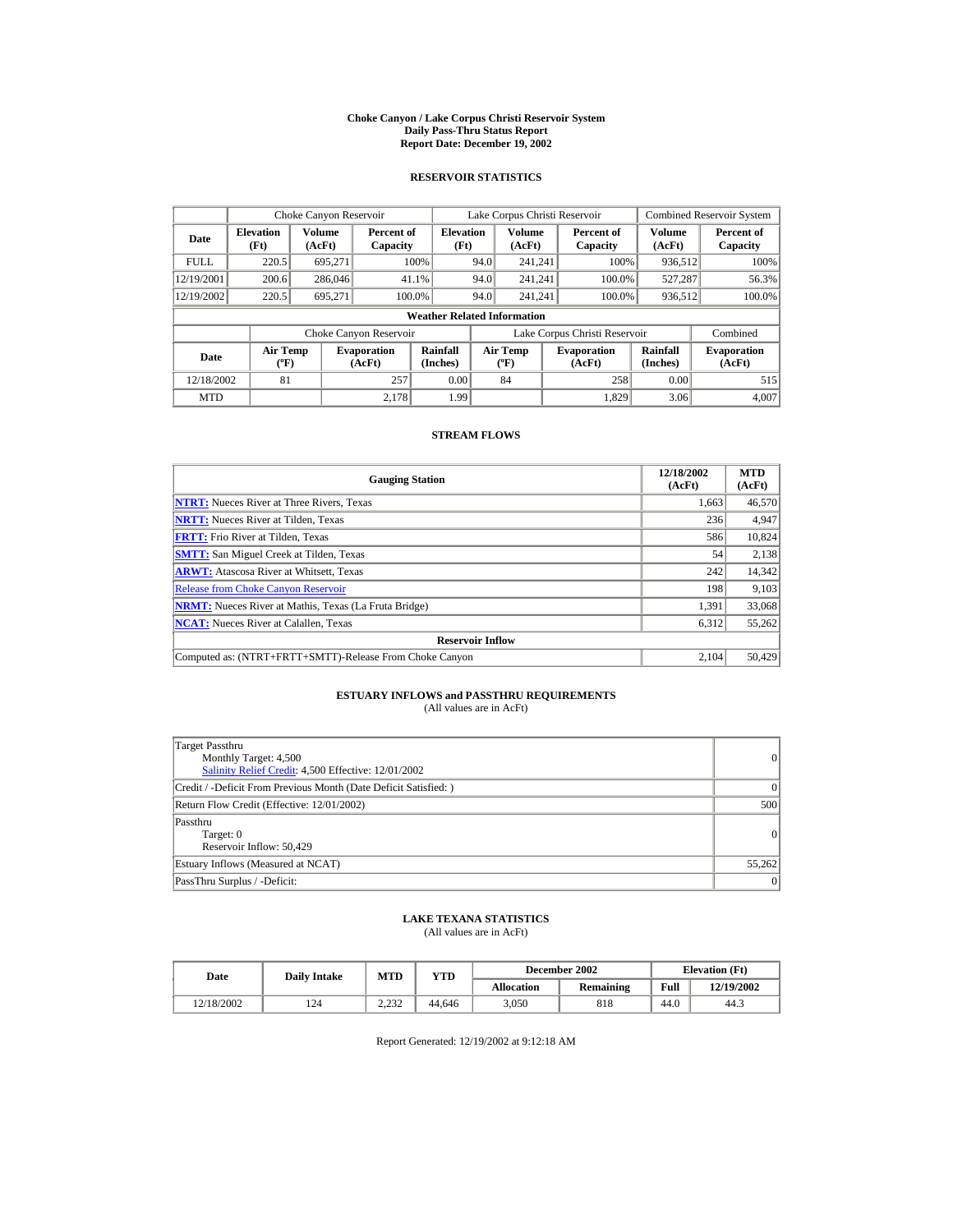# Choke Canyon / Lake Corpus Christi Reservoir System
## Daily Pass-Thru Status Report
## Report Date: December 19, 2002

### RESERVOIR STATISTICS

| Date | Choke Canyon Reservoir | | | Lake Corpus Christi Reservoir | | | Combined Reservoir System | |
|---|---|---|---|---|---|---|---|---|
| | Elevation (Ft) | Volume (AcFt) | Percent of Capacity | Elevation (Ft) | Volume (AcFt) | Percent of Capacity | Volume (AcFt) | Percent of Capacity |
| FULL | 220.5 | 695,271 | 100% | 94.0 | 241,241 | 100% | 936,512 | 100% |
| 12/19/2001 | 200.6 | 286,046 | 41.1% | 94.0 | 241,241 | 100.0% | 527,287 | 56.3% |
| 12/19/2002 | 220.5 | 695,271 | 100.0% | 94.0 | 241,241 | 100.0% | 936,512 | 100.0% |

**Weather Related Information**

| Date | Choke Canyon Reservoir | | | Lake Corpus Christi Reservoir | | | Combined |
|---|---|---|---|---|---|---|---|
| | Air Temp (ºF) | Evaporation (AcFt) | Rainfall (Inches) | Air Temp (ºF) | Evaporation (AcFt) | Rainfall (Inches) | Evaporation (AcFt) |
| 12/18/2002 | 81 | 257 | 0.00 | 84 | 258 | 0.00 | 515 |
| MTD | | 2,178 | 1.99 | | 1,829 | 3.06 | 4,007 |

### STREAM FLOWS

| Gauging Station | 12/18/2002 (AcFt) | MTD (AcFt) |
|---|---|---|
| NTRT: Nueces River at Three Rivers, Texas | 1,663 | 46,570 |
| NRTT: Nueces River at Tilden, Texas | 236 | 4,947 |
| FRTT: Frio River at Tilden, Texas | 586 | 10,824 |
| SMTT: San Miguel Creek at Tilden, Texas | 54 | 2,138 |
| ARWT: Atascosa River at Whitsett, Texas | 242 | 14,342 |
| Release from Choke Canyon Reservoir | 198 | 9,103 |
| NRMT: Nueces River at Mathis, Texas (La Fruta Bridge) | 1,391 | 33,068 |
| NCAT: Nueces River at Calallen, Texas | 6,312 | 55,262 |
| **Reservoir Inflow** | | |
| Computed as: (NTRT+FRTT+SMTT)-Release From Choke Canyon | 2,104 | 50,429 |

### ESTUARY INFLOWS and PASSTHRU REQUIREMENTS
(All values are in AcFt)

| | |
|---|---|
| Target Passthru<br>Monthly Target: 4,500<br>Salinity Relief Credit: 4,500 Effective: 12/01/2002 | 0 |
| Credit / -Deficit From Previous Month (Date Deficit Satisfied: ) | 0 |
| Return Flow Credit (Effective: 12/01/2002) | 500 |
| Passthru<br>Target: 0<br>Reservoir Inflow: 50,429 | 0 |
| Estuary Inflows (Measured at NCAT) | 55,262 |
| PassThru Surplus / -Deficit: | 0 |

### LAKE TEXANA STATISTICS
(All values are in AcFt)

| Date | Daily Intake | MTD | YTD | December 2002 | | Elevation (Ft) | |
|---|---|---|---|---|---|---|---|
| | | | | Allocation | Remaining | Full | 12/19/2002 |
| 12/18/2002 | 124 | 2,232 | 44,646 | 3,050 | 818 | 44.0 | 44.3 |

Report Generated: 12/19/2002 at 9:12:18 AM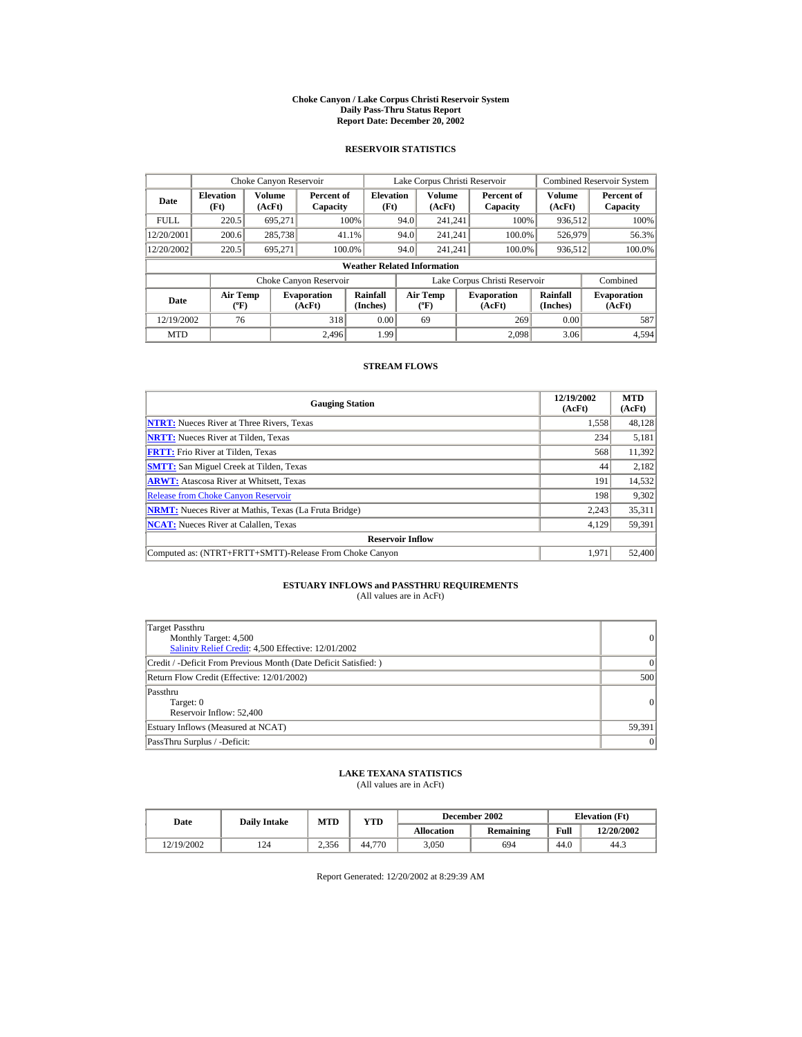# Choke Canyon / Lake Corpus Christi Reservoir System
## Daily Pass-Thru Status Report
## Report Date: December 20, 2002

### RESERVOIR STATISTICS

| Date | Choke Canyon Reservoir | | | Lake Corpus Christi Reservoir | | | Combined Reservoir System | |
|---|---|---|---|---|---|---|---|---|
| | Elevation (Ft) | Volume (AcFt) | Percent of Capacity | Elevation (Ft) | Volume (AcFt) | Percent of Capacity | Volume (AcFt) | Percent of Capacity |
| FULL | 220.5 | 695,271 | 100% | 94.0 | 241,241 | 100% | 936,512 | 100% |
| 12/20/2001 | 200.6 | 285,738 | 41.1% | 94.0 | 241,241 | 100.0% | 526,979 | 56.3% |
| 12/20/2002 | 220.5 | 695,271 | 100.0% | 94.0 | 241,241 | 100.0% | 936,512 | 100.0% |

**Weather Related Information**

| Date | Choke Canyon Reservoir | | | Lake Corpus Christi Reservoir | | | Combined |
|---|---|---|---|---|---|---|---|
| | Air Temp (ºF) | Evaporation (AcFt) | Rainfall (Inches) | Air Temp (ºF) | Evaporation (AcFt) | Rainfall (Inches) | Evaporation (AcFt) |
| 12/19/2002 | 76 | 318 | 0.00 | 69 | 269 | 0.00 | 587 |
| MTD | | 2,496 | 1.99 | | 2,098 | 3.06 | 4,594 |

### STREAM FLOWS

| Gauging Station | 12/19/2002 (AcFt) | MTD (AcFt) |
|---|---|---|
| NTRT: Nueces River at Three Rivers, Texas | 1,558 | 48,128 |
| NRTT: Nueces River at Tilden, Texas | 234 | 5,181 |
| FRTT: Frio River at Tilden, Texas | 568 | 11,392 |
| SMTT: San Miguel Creek at Tilden, Texas | 44 | 2,182 |
| ARWT: Atascosa River at Whitsett, Texas | 191 | 14,532 |
| Release from Choke Canyon Reservoir | 198 | 9,302 |
| NRMT: Nueces River at Mathis, Texas (La Fruta Bridge) | 2,243 | 35,311 |
| NCAT: Nueces River at Calallen, Texas | 4,129 | 59,391 |
| **Reservoir Inflow** | | |
| Computed as: (NTRT+FRTT+SMTT)-Release From Choke Canyon | 1,971 | 52,400 |

### ESTUARY INFLOWS and PASSTHRU REQUIREMENTS
(All values are in AcFt)

| | |
|---|---|
| Target Passthru<br>Monthly Target: 4,500<br>Salinity Relief Credit: 4,500 Effective: 12/01/2002 | 0 |
| Credit / -Deficit From Previous Month (Date Deficit Satisfied: ) | 0 |
| Return Flow Credit (Effective: 12/01/2002) | 500 |
| Passthru<br>Target: 0<br>Reservoir Inflow: 52,400 | 0 |
| Estuary Inflows (Measured at NCAT) | 59,391 |
| PassThru Surplus / -Deficit: | 0 |

### LAKE TEXANA STATISTICS
(All values are in AcFt)

| Date | Daily Intake | MTD | YTD | December 2002 | | Elevation (Ft) | |
|---|---|---|---|---|---|---|---|
| | | | | Allocation | Remaining | Full | 12/20/2002 |
| 12/19/2002 | 124 | 2,356 | 44,770 | 3,050 | 694 | 44.0 | 44.3 |

Report Generated: 12/20/2002 at 8:29:39 AM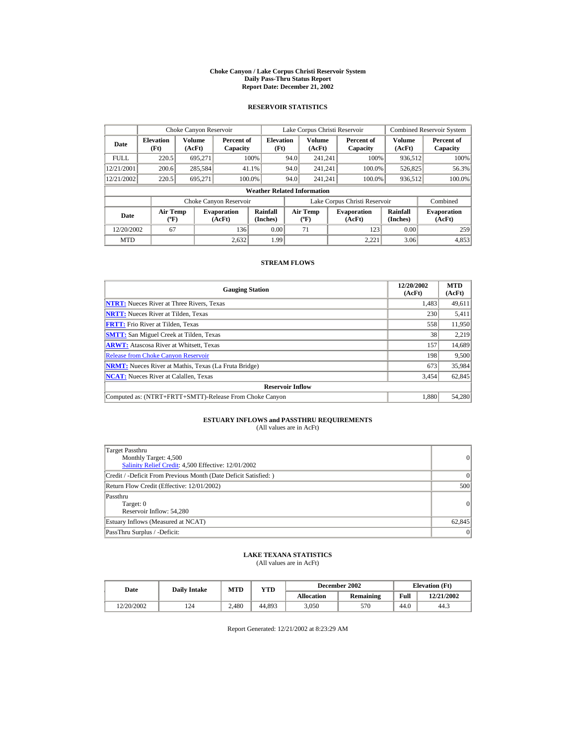# Choke Canyon / Lake Corpus Christi Reservoir System
## Daily Pass-Thru Status Report
## Report Date: December 21, 2002

### RESERVOIR STATISTICS

| Date | Choke Canyon Reservoir | | | Lake Corpus Christi Reservoir | | | Combined Reservoir System | |
|---|---|---|---|---|---|---|---|---|
| | Elevation (Ft) | Volume (AcFt) | Percent of Capacity | Elevation (Ft) | Volume (AcFt) | Percent of Capacity | Volume (AcFt) | Percent of Capacity |
| FULL | 220.5 | 695,271 | 100% | 94.0 | 241,241 | 100% | 936,512 | 100% |
| 12/21/2001 | 200.6 | 285,584 | 41.1% | 94.0 | 241,241 | 100.0% | 526,825 | 56.3% |
| 12/21/2002 | 220.5 | 695,271 | 100.0% | 94.0 | 241,241 | 100.0% | 936,512 | 100.0% |

**Weather Related Information**

| Date | Choke Canyon Reservoir | | | Lake Corpus Christi Reservoir | | | Combined |
|---|---|---|---|---|---|---|---|
| | Air Temp (ºF) | Evaporation (AcFt) | Rainfall (Inches) | Air Temp (ºF) | Evaporation (AcFt) | Rainfall (Inches) | Evaporation (AcFt) |
| 12/20/2002 | 67 | 136 | 0.00 | 71 | 123 | 0.00 | 259 |
| MTD | | 2,632 | 1.99 | | 2,221 | 3.06 | 4,853 |

### STREAM FLOWS

| Gauging Station | 12/20/2002 (AcFt) | MTD (AcFt) |
|---|---|---|
| NTRT: Nueces River at Three Rivers, Texas | 1,483 | 49,611 |
| NRTT: Nueces River at Tilden, Texas | 230 | 5,411 |
| FRTT: Frio River at Tilden, Texas | 558 | 11,950 |
| SMTT: San Miguel Creek at Tilden, Texas | 38 | 2,219 |
| ARWT: Atascosa River at Whitsett, Texas | 157 | 14,689 |
| Release from Choke Canyon Reservoir | 198 | 9,500 |
| NRMT: Nueces River at Mathis, Texas (La Fruta Bridge) | 673 | 35,984 |
| NCAT: Nueces River at Calallen, Texas | 3,454 | 62,845 |
| **Reservoir Inflow** | | |
| Computed as: (NTRT+FRTT+SMTT)-Release From Choke Canyon | 1,880 | 54,280 |

### ESTUARY INFLOWS and PASSTHRU REQUIREMENTS
(All values are in AcFt)

| | |
|---|---|
| Target Passthru<br>Monthly Target: 4,500<br>Salinity Relief Credit: 4,500 Effective: 12/01/2002 | 0 |
| Credit / -Deficit From Previous Month (Date Deficit Satisfied: ) | 0 |
| Return Flow Credit (Effective: 12/01/2002) | 500 |
| Passthru<br>Target: 0<br>Reservoir Inflow: 54,280 | 0 |
| Estuary Inflows (Measured at NCAT) | 62,845 |
| PassThru Surplus / -Deficit: | 0 |

### LAKE TEXANA STATISTICS
(All values are in AcFt)

| Date | Daily Intake | MTD | YTD | December 2002 | | Elevation (Ft) | |
|---|---|---|---|---|---|---|---|
| | | | | Allocation | Remaining | Full | 12/21/2002 |
| 12/20/2002 | 124 | 2,480 | 44,893 | 3,050 | 570 | 44.0 | 44.3 |

Report Generated: 12/21/2002 at 8:23:29 AM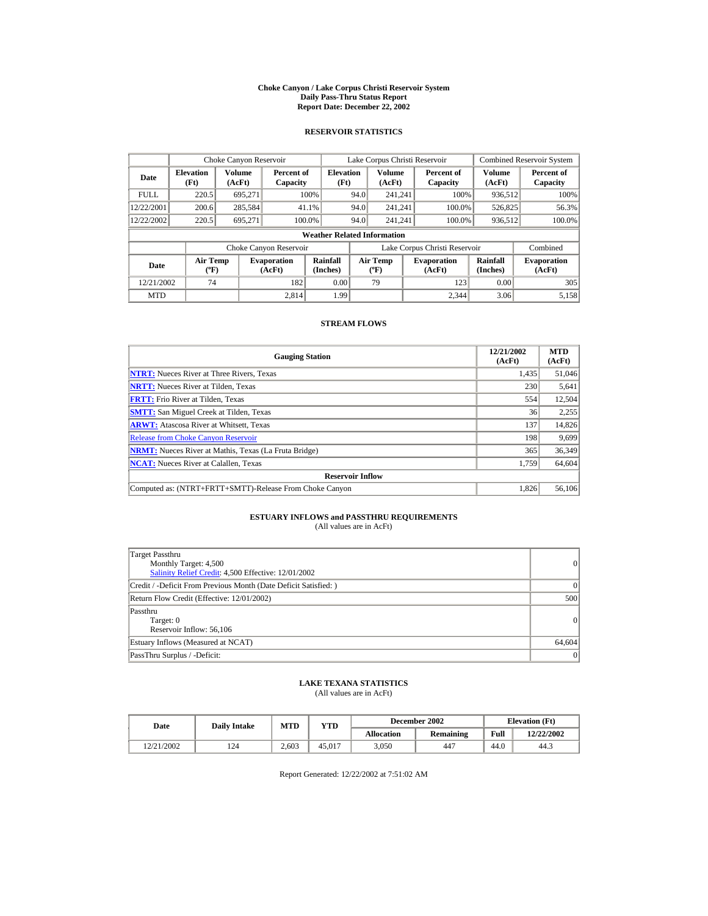# Choke Canyon / Lake Corpus Christi Reservoir System
## Daily Pass-Thru Status Report
## Report Date: December 22, 2002

### RESERVOIR STATISTICS

| | Choke Canyon Reservoir | | | Lake Corpus Christi Reservoir | | | Combined Reservoir System | |
|---|---|---|---|---|---|---|---|---|
| **Date** | **Elevation (Ft)** | **Volume (AcFt)** | **Percent of Capacity** | **Elevation (Ft)** | **Volume (AcFt)** | **Percent of Capacity** | **Volume (AcFt)** | **Percent of Capacity** |
| FULL | 220.5 | 695,271 | 100% | 94.0 | 241,241 | 100% | 936,512 | 100% |
| 12/22/2001 | 200.6 | 285,584 | 41.1% | 94.0 | 241,241 | 100.0% | 526,825 | 56.3% |
| 12/22/2002 | 220.5 | 695,271 | 100.0% | 94.0 | 241,241 | 100.0% | 936,512 | 100.0% |

**Weather Related Information**

| | Choke Canyon Reservoir | | | Lake Corpus Christi Reservoir | | | Combined |
|---|---|---|---|---|---|---|---|
| **Date** | **Air Temp (ºF)** | **Evaporation (AcFt)** | **Rainfall (Inches)** | **Air Temp (ºF)** | **Evaporation (AcFt)** | **Rainfall (Inches)** | **Evaporation (AcFt)** |
| 12/21/2002 | 74 | 182 | 0.00 | 79 | 123 | 0.00 | 305 |
| MTD | | 2,814 | 1.99 | | 2,344 | 3.06 | 5,158 |

### STREAM FLOWS

| Gauging Station | 12/21/2002 (AcFt) | MTD (AcFt) |
|---|---|---|
| **NTRT:** Nueces River at Three Rivers, Texas | 1,435 | 51,046 |
| **NRTT:** Nueces River at Tilden, Texas | 230 | 5,641 |
| **FRTT:** Frio River at Tilden, Texas | 554 | 12,504 |
| **SMTT:** San Miguel Creek at Tilden, Texas | 36 | 2,255 |
| **ARWT:** Atascosa River at Whitsett, Texas | 137 | 14,826 |
| Release from Choke Canyon Reservoir | 198 | 9,699 |
| **NRMT:** Nueces River at Mathis, Texas (La Fruta Bridge) | 365 | 36,349 |
| **NCAT:** Nueces River at Calallen, Texas | 1,759 | 64,604 |
| **Reservoir Inflow** | | |
| Computed as: (NTRT+FRTT+SMTT)-Release From Choke Canyon | 1,826 | 56,106 |

### ESTUARY INFLOWS and PASSTHRU REQUIREMENTS
(All values are in AcFt)

| | |
|---|---|
| Target Passthru<br>Monthly Target: 4,500<br>Salinity Relief Credit: 4,500 Effective: 12/01/2002 | 0 |
| Credit / -Deficit From Previous Month (Date Deficit Satisfied: ) | 0 |
| Return Flow Credit (Effective: 12/01/2002) | 500 |
| Passthru<br>Target: 0<br>Reservoir Inflow: 56,106 | 0 |
| Estuary Inflows (Measured at NCAT) | 64,604 |
| PassThru Surplus / -Deficit: | 0 |

### LAKE TEXANA STATISTICS
(All values are in AcFt)

| Date | Daily Intake | MTD | YTD | December 2002 | | Elevation (Ft) | |
|---|---|---|---|---|---|---|---|
| | | | | **Allocation** | **Remaining** | **Full** | **12/22/2002** |
| 12/21/2002 | 124 | 2,603 | 45,017 | 3,050 | 447 | 44.0 | 44.3 |

Report Generated: 12/22/2002 at 7:51:02 AM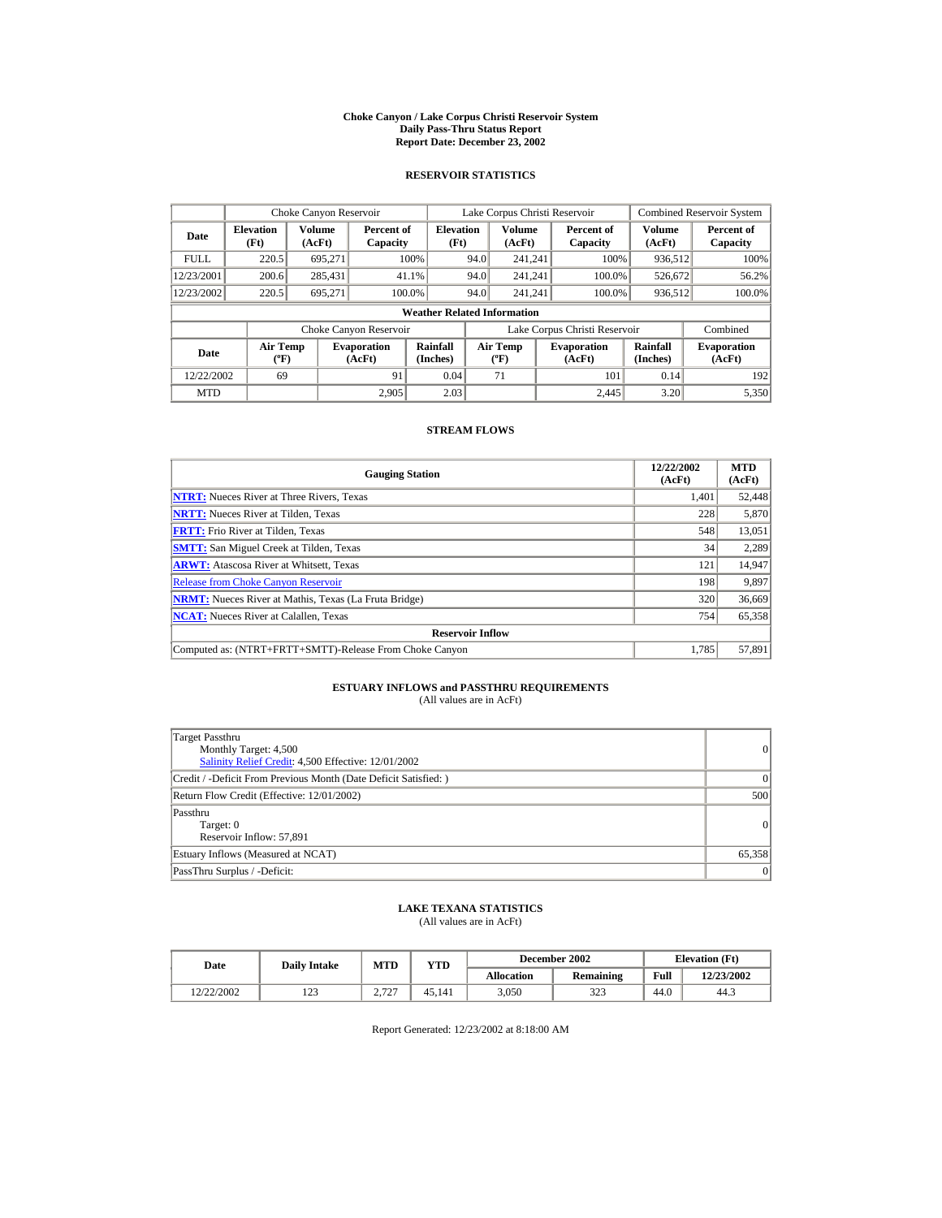# Choke Canyon / Lake Corpus Christi Reservoir System
## Daily Pass-Thru Status Report
## Report Date: December 23, 2002

### RESERVOIR STATISTICS

| Date | Choke Canyon Reservoir | | | Lake Corpus Christi Reservoir | | | Combined Reservoir System | |
|---|---|---|---|---|---|---|---|---|
| | Elevation (Ft) | Volume (AcFt) | Percent of Capacity | Elevation (Ft) | Volume (AcFt) | Percent of Capacity | Volume (AcFt) | Percent of Capacity |
| FULL | 220.5 | 695,271 | 100% | 94.0 | 241,241 | 100% | 936,512 | 100% |
| 12/23/2001 | 200.6 | 285,431 | 41.1% | 94.0 | 241,241 | 100.0% | 526,672 | 56.2% |
| 12/23/2002 | 220.5 | 695,271 | 100.0% | 94.0 | 241,241 | 100.0% | 936,512 | 100.0% |

**Weather Related Information**

| Date | Choke Canyon Reservoir | | | Lake Corpus Christi Reservoir | | | Combined |
|---|---|---|---|---|---|---|---|
| | Air Temp (ºF) | Evaporation (AcFt) | Rainfall (Inches) | Air Temp (ºF) | Evaporation (AcFt) | Rainfall (Inches) | Evaporation (AcFt) |
| 12/22/2002 | 69 | 91 | 0.04 | 71 | 101 | 0.14 | 192 |
| MTD | | 2,905 | 2.03 | | 2,445 | 3.20 | 5,350 |

### STREAM FLOWS

| Gauging Station | 12/22/2002 (AcFt) | MTD (AcFt) |
|---|---|---|
| **NTRT:** Nueces River at Three Rivers, Texas | 1,401 | 52,448 |
| **NRTT:** Nueces River at Tilden, Texas | 228 | 5,870 |
| **FRTT:** Frio River at Tilden, Texas | 548 | 13,051 |
| **SMTT:** San Miguel Creek at Tilden, Texas | 34 | 2,289 |
| **ARWT:** Atascosa River at Whitsett, Texas | 121 | 14,947 |
| Release from Choke Canyon Reservoir | 198 | 9,897 |
| **NRMT:** Nueces River at Mathis, Texas (La Fruta Bridge) | 320 | 36,669 |
| **NCAT:** Nueces River at Calallen, Texas | 754 | 65,358 |
| **Reservoir Inflow** | | |
| Computed as: (NTRT+FRTT+SMTT)-Release From Choke Canyon | 1,785 | 57,891 |

### ESTUARY INFLOWS and PASSTHRU REQUIREMENTS
(All values are in AcFt)

| | |
|---|---|
| Target Passthru<br>Monthly Target: 4,500<br>Salinity Relief Credit: 4,500 Effective: 12/01/2002 | 0 |
| Credit / -Deficit From Previous Month (Date Deficit Satisfied: ) | 0 |
| Return Flow Credit (Effective: 12/01/2002) | 500 |
| Passthru<br>Target: 0<br>Reservoir Inflow: 57,891 | 0 |
| Estuary Inflows (Measured at NCAT) | 65,358 |
| PassThru Surplus / -Deficit: | 0 |

### LAKE TEXANA STATISTICS
(All values are in AcFt)

| Date | Daily Intake | MTD | YTD | December 2002 | | Elevation (Ft) | |
|---|---|---|---|---|---|---|---|
| | | | | Allocation | Remaining | Full | 12/23/2002 |
| 12/22/2002 | 123 | 2,727 | 45,141 | 3,050 | 323 | 44.0 | 44.3 |

Report Generated: 12/23/2002 at 8:18:00 AM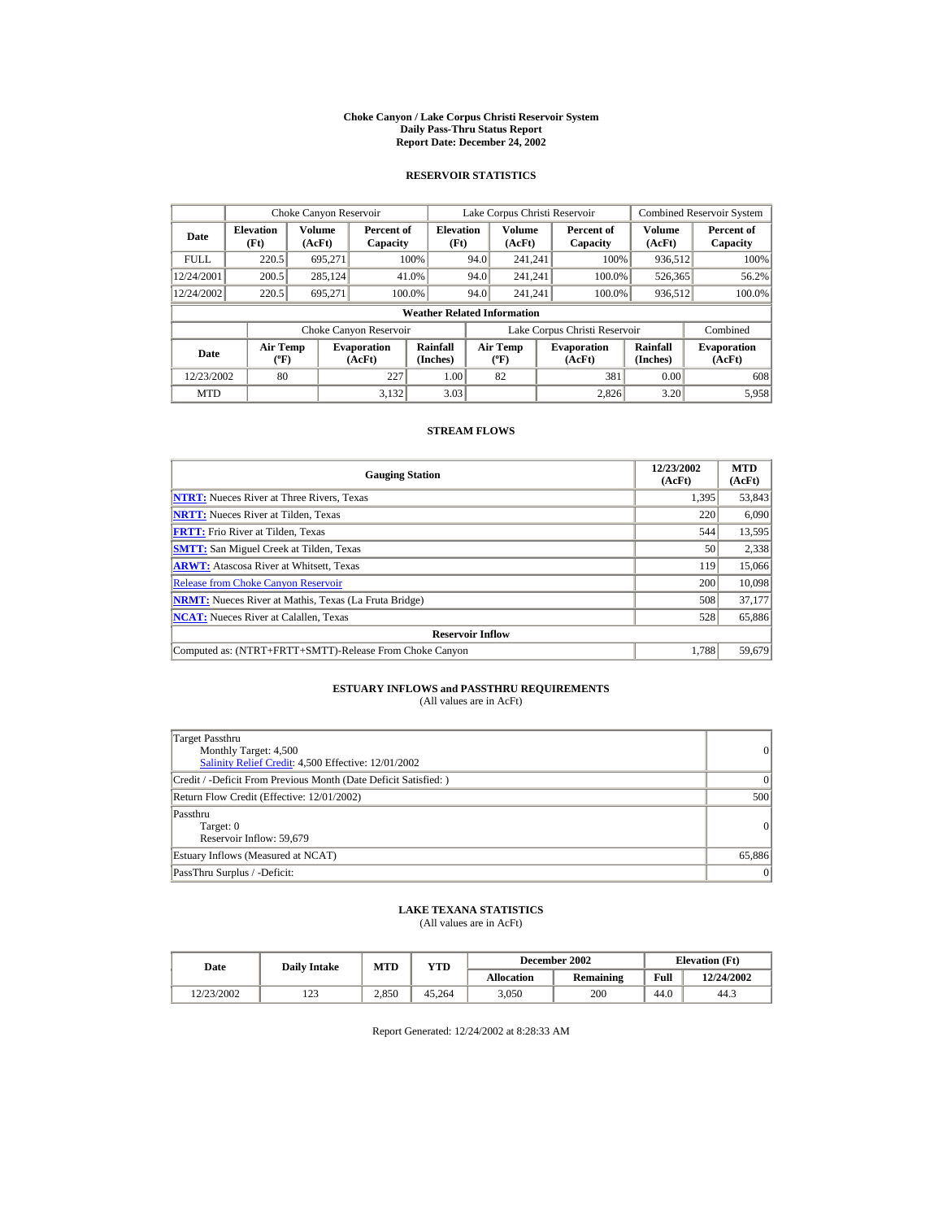# Choke Canyon / Lake Corpus Christi Reservoir System
## Daily Pass-Thru Status Report
## Report Date: December 24, 2002

### RESERVOIR STATISTICS

| Date | Choke Canyon Reservoir | | | Lake Corpus Christi Reservoir | | | Combined Reservoir System | |
|---|---|---|---|---|---|---|---|---|
| | Elevation (Ft) | Volume (AcFt) | Percent of Capacity | Elevation (Ft) | Volume (AcFt) | Percent of Capacity | Volume (AcFt) | Percent of Capacity |
| FULL | 220.5 | 695,271 | 100% | 94.0 | 241,241 | 100% | 936,512 | 100% |
| 12/24/2001 | 200.5 | 285,124 | 41.0% | 94.0 | 241,241 | 100.0% | 526,365 | 56.2% |
| 12/24/2002 | 220.5 | 695,271 | 100.0% | 94.0 | 241,241 | 100.0% | 936,512 | 100.0% |

**Weather Related Information**

| Date | Choke Canyon Reservoir | | | Lake Corpus Christi Reservoir | | | Combined |
|---|---|---|---|---|---|---|---|
| | Air Temp (ºF) | Evaporation (AcFt) | Rainfall (Inches) | Air Temp (ºF) | Evaporation (AcFt) | Rainfall (Inches) | Evaporation (AcFt) |
| 12/23/2002 | 80 | 227 | 1.00 | 82 | 381 | 0.00 | 608 |
| MTD | | 3,132 | 3.03 | | 2,826 | 3.20 | 5,958 |

### STREAM FLOWS

| Gauging Station | 12/23/2002 (AcFt) | MTD (AcFt) |
|---|---|---|
| NTRT: Nueces River at Three Rivers, Texas | 1,395 | 53,843 |
| NRTT: Nueces River at Tilden, Texas | 220 | 6,090 |
| FRTT: Frio River at Tilden, Texas | 544 | 13,595 |
| SMTT: San Miguel Creek at Tilden, Texas | 50 | 2,338 |
| ARWT: Atascosa River at Whitsett, Texas | 119 | 15,066 |
| Release from Choke Canyon Reservoir | 200 | 10,098 |
| NRMT: Nueces River at Mathis, Texas (La Fruta Bridge) | 508 | 37,177 |
| NCAT: Nueces River at Calallen, Texas | 528 | 65,886 |
| **Reservoir Inflow** | | |
| Computed as: (NTRT+FRTT+SMTT)-Release From Choke Canyon | 1,788 | 59,679 |

### ESTUARY INFLOWS and PASSTHRU REQUIREMENTS
(All values are in AcFt)

| | |
|---|---|
| Target Passthru<br>Monthly Target: 4,500<br>Salinity Relief Credit: 4,500 Effective: 12/01/2002 | 0 |
| Credit / -Deficit From Previous Month (Date Deficit Satisfied: ) | 0 |
| Return Flow Credit (Effective: 12/01/2002) | 500 |
| Passthru<br>Target: 0<br>Reservoir Inflow: 59,679 | 0 |
| Estuary Inflows (Measured at NCAT) | 65,886 |
| PassThru Surplus / -Deficit: | 0 |

### LAKE TEXANA STATISTICS
(All values are in AcFt)

| Date | Daily Intake | MTD | YTD | December 2002 | | Elevation (Ft) | |
|---|---|---|---|---|---|---|---|
| | | | | Allocation | Remaining | Full | 12/24/2002 |
| 12/23/2002 | 123 | 2,850 | 45,264 | 3,050 | 200 | 44.0 | 44.3 |

Report Generated: 12/24/2002 at 8:28:33 AM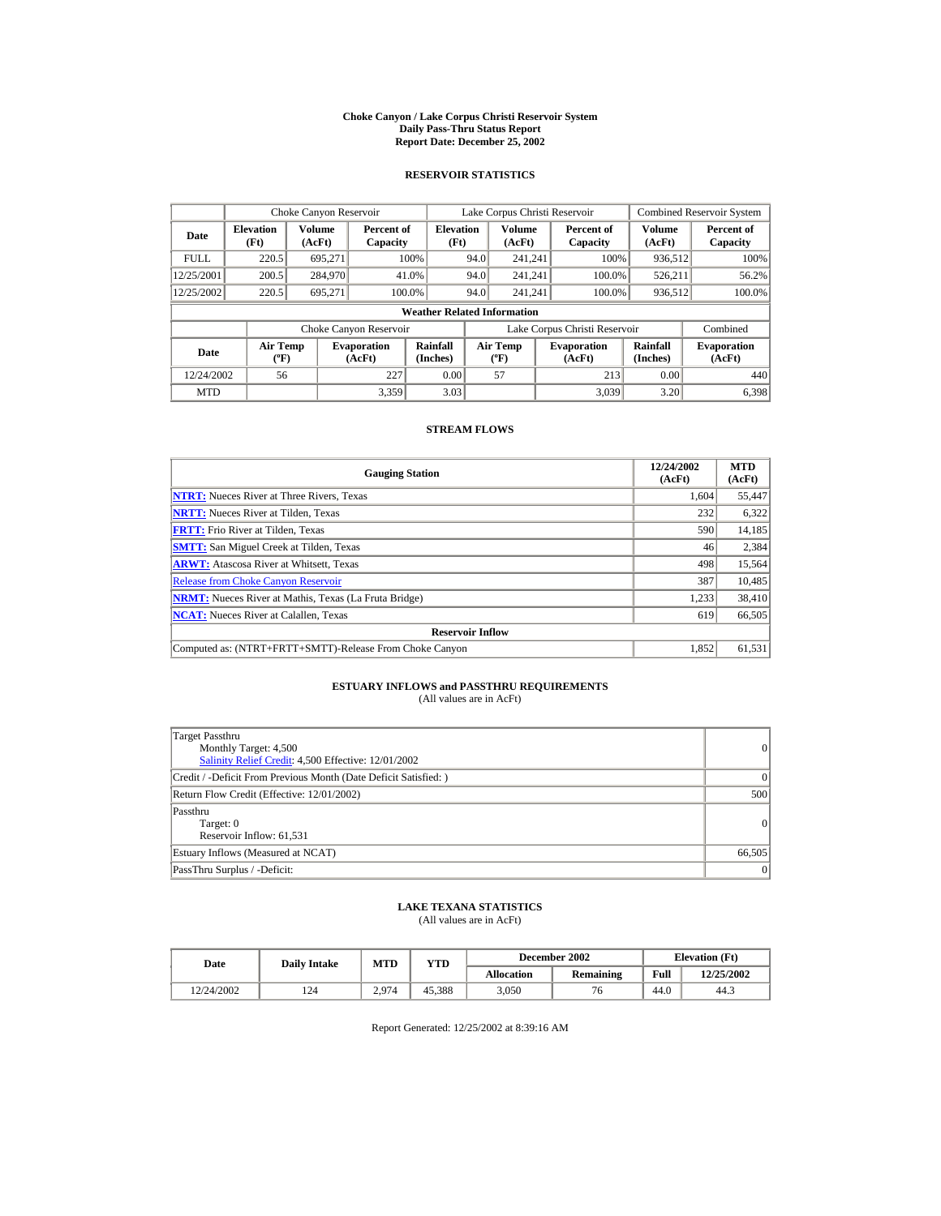# Choke Canyon / Lake Corpus Christi Reservoir System
## Daily Pass-Thru Status Report
## Report Date: December 25, 2002

### RESERVOIR STATISTICS

| | Choke Canyon Reservoir | | | Lake Corpus Christi Reservoir | | | Combined Reservoir System | |
|---|---|---|---|---|---|---|---|---|
| **Date** | **Elevation (Ft)** | **Volume (AcFt)** | **Percent of Capacity** | **Elevation (Ft)** | **Volume (AcFt)** | **Percent of Capacity** | **Volume (AcFt)** | **Percent of Capacity** |
| FULL | 220.5 | 695,271 | 100% | 94.0 | 241,241 | 100% | 936,512 | 100% |
| 12/25/2001 | 200.5 | 284,970 | 41.0% | 94.0 | 241,241 | 100.0% | 526,211 | 56.2% |
| 12/25/2002 | 220.5 | 695,271 | 100.0% | 94.0 | 241,241 | 100.0% | 936,512 | 100.0% |

**Weather Related Information**

| | Choke Canyon Reservoir | | | Lake Corpus Christi Reservoir | | | Combined |
|---|---|---|---|---|---|---|---|
| **Date** | **Air Temp (ºF)** | **Evaporation (AcFt)** | **Rainfall (Inches)** | **Air Temp (ºF)** | **Evaporation (AcFt)** | **Rainfall (Inches)** | **Evaporation (AcFt)** |
| 12/24/2002 | 56 | 227 | 0.00 | 57 | 213 | 0.00 | 440 |
| MTD | | 3,359 | 3.03 | | 3,039 | 3.20 | 6,398 |

### STREAM FLOWS

| Gauging Station | 12/24/2002 (AcFt) | MTD (AcFt) |
|---|---|---|
| **NTRT:** Nueces River at Three Rivers, Texas | 1,604 | 55,447 |
| **NRTT:** Nueces River at Tilden, Texas | 232 | 6,322 |
| **FRTT:** Frio River at Tilden, Texas | 590 | 14,185 |
| **SMTT:** San Miguel Creek at Tilden, Texas | 46 | 2,384 |
| **ARWT:** Atascosa River at Whitsett, Texas | 498 | 15,564 |
| Release from Choke Canyon Reservoir | 387 | 10,485 |
| **NRMT:** Nueces River at Mathis, Texas (La Fruta Bridge) | 1,233 | 38,410 |
| **NCAT:** Nueces River at Calallen, Texas | 619 | 66,505 |
| **Reservoir Inflow** | | |
| Computed as: (NTRT+FRTT+SMTT)-Release From Choke Canyon | 1,852 | 61,531 |

### ESTUARY INFLOWS and PASSTHRU REQUIREMENTS
(All values are in AcFt)

| | |
|---|---|
| Target Passthru<br>Monthly Target: 4,500<br>Salinity Relief Credit: 4,500 Effective: 12/01/2002 | 0 |
| Credit / -Deficit From Previous Month (Date Deficit Satisfied: ) | 0 |
| Return Flow Credit (Effective: 12/01/2002) | 500 |
| Passthru<br>Target: 0<br>Reservoir Inflow: 61,531 | 0 |
| Estuary Inflows (Measured at NCAT) | 66,505 |
| PassThru Surplus / -Deficit: | 0 |

### LAKE TEXANA STATISTICS
(All values are in AcFt)

| Date | Daily Intake | MTD | YTD | December 2002 | | Elevation (Ft) | |
|---|---|---|---|---|---|---|---|
| | | | | **Allocation** | **Remaining** | **Full** | **12/25/2002** |
| 12/24/2002 | 124 | 2,974 | 45,388 | 3,050 | 76 | 44.0 | 44.3 |

Report Generated: 12/25/2002 at 8:39:16 AM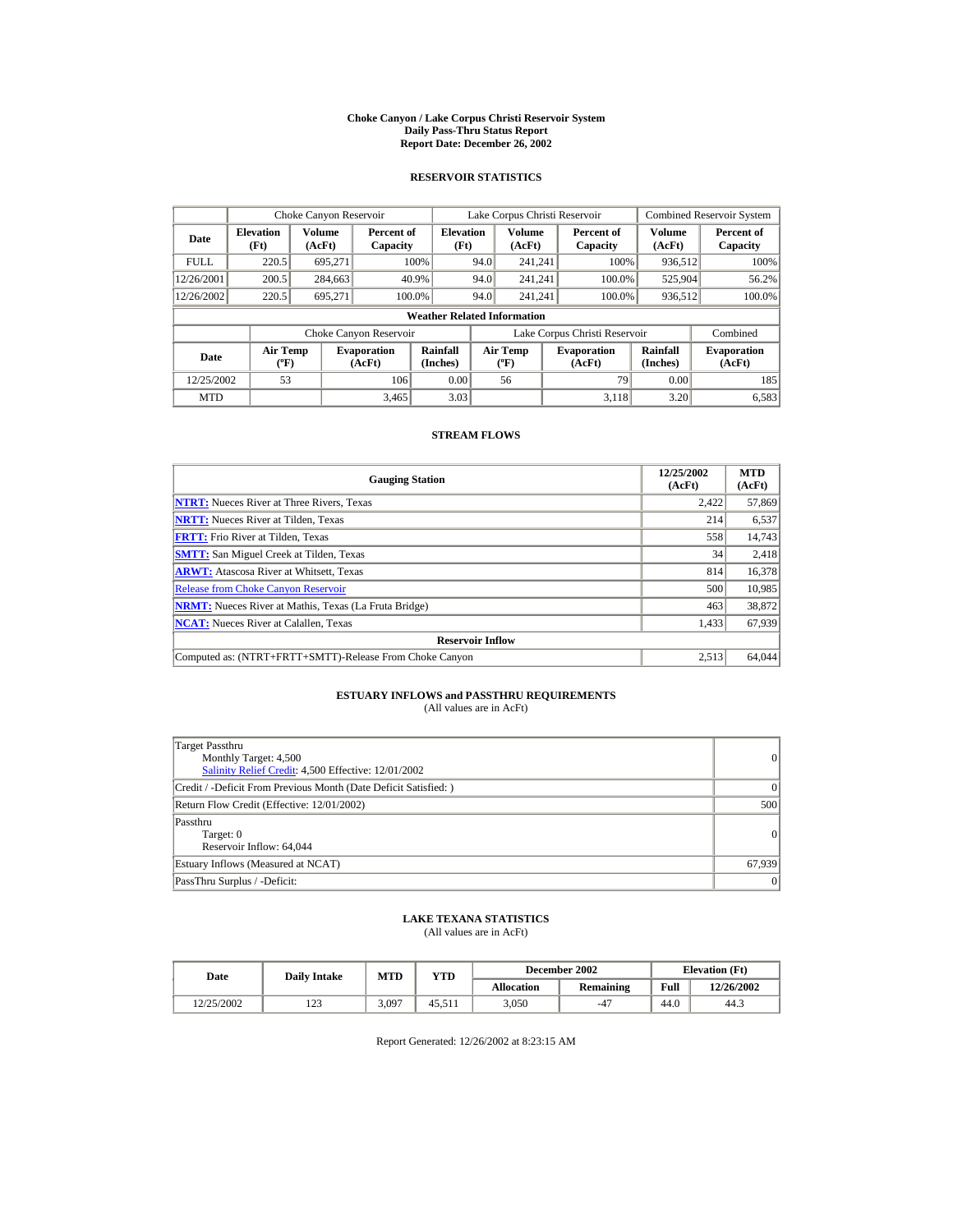# Choke Canyon / Lake Corpus Christi Reservoir System
## Daily Pass-Thru Status Report
### Report Date: December 26, 2002

## RESERVOIR STATISTICS

| | Choke Canyon Reservoir | | | Lake Corpus Christi Reservoir | | | Combined Reservoir System | |
|---|---|---|---|---|---|---|---|---|
| Date | Elevation (Ft) | Volume (AcFt) | Percent of Capacity | Elevation (Ft) | Volume (AcFt) | Percent of Capacity | Volume (AcFt) | Percent of Capacity |
| FULL | 220.5 | 695,271 | 100% | 94.0 | 241,241 | 100% | 936,512 | 100% |
| 12/26/2001 | 200.5 | 284,663 | 40.9% | 94.0 | 241,241 | 100.0% | 525,904 | 56.2% |
| 12/26/2002 | 220.5 | 695,271 | 100.0% | 94.0 | 241,241 | 100.0% | 936,512 | 100.0% |

**Weather Related Information**

| | Choke Canyon Reservoir | | | Lake Corpus Christi Reservoir | | | Combined |
|---|---|---|---|---|---|---|---|
| Date | Air Temp (ºF) | Evaporation (AcFt) | Rainfall (Inches) | Air Temp (ºF) | Evaporation (AcFt) | Rainfall (Inches) | Evaporation (AcFt) |
| 12/25/2002 | 53 | 106 | 0.00 | 56 | 79 | 0.00 | 185 |
| MTD | | 3,465 | 3.03 | | 3,118 | 3.20 | 6,583 |

## STREAM FLOWS

| Gauging Station | 12/25/2002 (AcFt) | MTD (AcFt) |
|---|---|---|
| NTRT: Nueces River at Three Rivers, Texas | 2,422 | 57,869 |
| NRTT: Nueces River at Tilden, Texas | 214 | 6,537 |
| FRTT: Frio River at Tilden, Texas | 558 | 14,743 |
| SMTT: San Miguel Creek at Tilden, Texas | 34 | 2,418 |
| ARWT: Atascosa River at Whitsett, Texas | 814 | 16,378 |
| Release from Choke Canyon Reservoir | 500 | 10,985 |
| NRMT: Nueces River at Mathis, Texas (La Fruta Bridge) | 463 | 38,872 |
| NCAT: Nueces River at Calallen, Texas | 1,433 | 67,939 |
| **Reservoir Inflow** | | |
| Computed as: (NTRT+FRTT+SMTT)-Release From Choke Canyon | 2,513 | 64,044 |

## ESTUARY INFLOWS and PASSTHRU REQUIREMENTS
(All values are in AcFt)

| | |
|---|---|
| Target Passthru<br>Monthly Target: 4,500<br>Salinity Relief Credit: 4,500 Effective: 12/01/2002 | 0 |
| Credit / -Deficit From Previous Month (Date Deficit Satisfied: ) | 0 |
| Return Flow Credit (Effective: 12/01/2002) | 500 |
| Passthru<br>Target: 0<br>Reservoir Inflow: 64,044 | 0 |
| Estuary Inflows (Measured at NCAT) | 67,939 |
| PassThru Surplus / -Deficit: | 0 |

## LAKE TEXANA STATISTICS
(All values are in AcFt)

| Date | Daily Intake | MTD | YTD | December 2002 | | Elevation (Ft) | |
|---|---|---|---|---|---|---|---|
| | | | | Allocation | Remaining | Full | 12/26/2002 |
| 12/25/2002 | 123 | 3,097 | 45,511 | 3,050 | -47 | 44.0 | 44.3 |

Report Generated: 12/26/2002 at 8:23:15 AM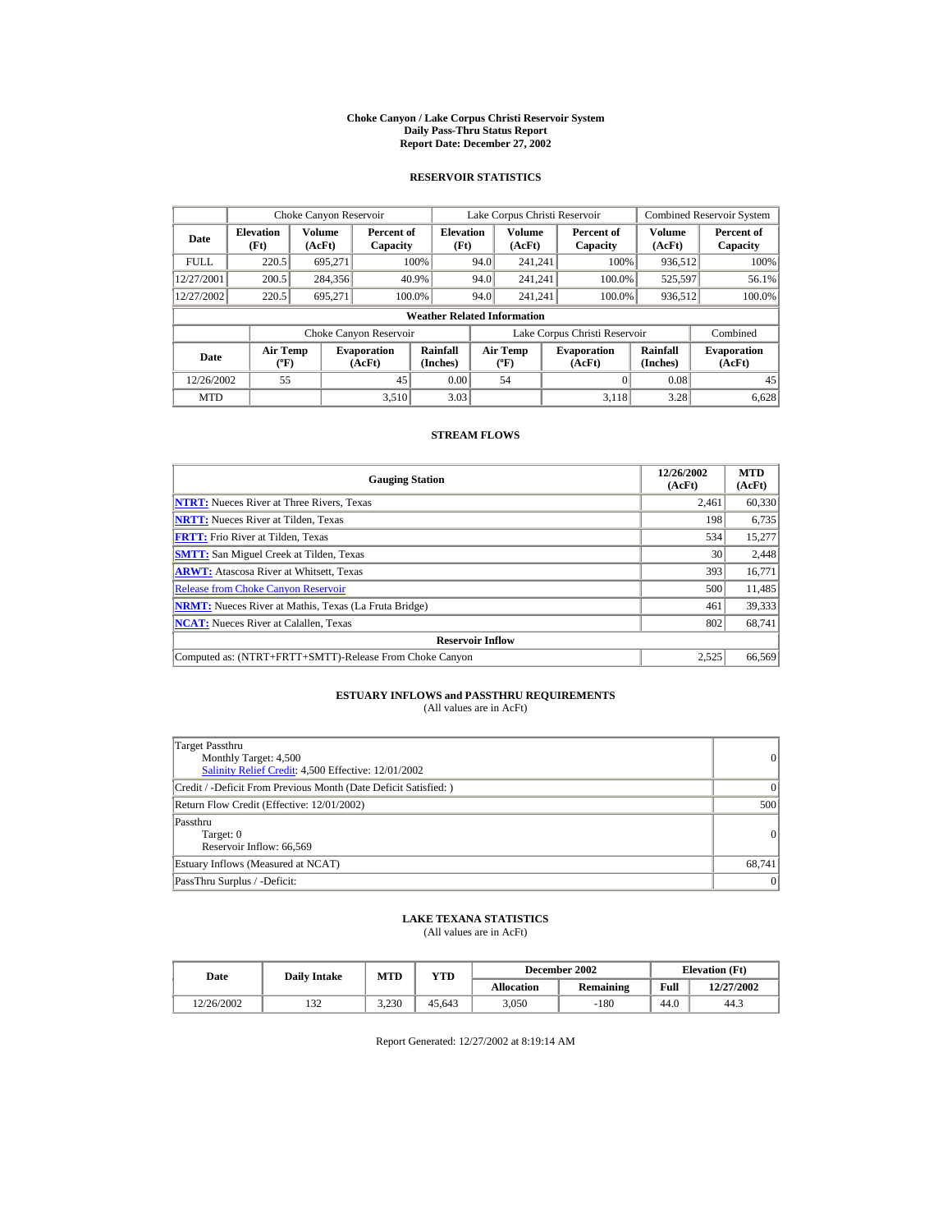# Choke Canyon / Lake Corpus Christi Reservoir System
## Daily Pass-Thru Status Report
## Report Date: December 27, 2002

### RESERVOIR STATISTICS

| | Choke Canyon Reservoir | | | Lake Corpus Christi Reservoir | | | Combined Reservoir System | |
|---|---|---|---|---|---|---|---|---|
| **Date** | **Elevation (Ft)** | **Volume (AcFt)** | **Percent of Capacity** | **Elevation (Ft)** | **Volume (AcFt)** | **Percent of Capacity** | **Volume (AcFt)** | **Percent of Capacity** |
| FULL | 220.5 | 695,271 | 100% | 94.0 | 241,241 | 100% | 936,512 | 100% |
| 12/27/2001 | 200.5 | 284,356 | 40.9% | 94.0 | 241,241 | 100.0% | 525,597 | 56.1% |
| 12/27/2002 | 220.5 | 695,271 | 100.0% | 94.0 | 241,241 | 100.0% | 936,512 | 100.0% |

**Weather Related Information**

| | Choke Canyon Reservoir | | | Lake Corpus Christi Reservoir | | | Combined |
|---|---|---|---|---|---|---|---|
| **Date** | **Air Temp (ºF)** | **Evaporation (AcFt)** | **Rainfall (Inches)** | **Air Temp (ºF)** | **Evaporation (AcFt)** | **Rainfall (Inches)** | **Evaporation (AcFt)** |
| 12/26/2002 | 55 | 45 | 0.00 | 54 | 0 | 0.08 | 45 |
| MTD | | 3,510 | 3.03 | | 3,118 | 3.28 | 6,628 |

### STREAM FLOWS

| Gauging Station | 12/26/2002 (AcFt) | MTD (AcFt) |
|---|---|---|
| **NTRT:** Nueces River at Three Rivers, Texas | 2,461 | 60,330 |
| **NRTT:** Nueces River at Tilden, Texas | 198 | 6,735 |
| **FRTT:** Frio River at Tilden, Texas | 534 | 15,277 |
| **SMTT:** San Miguel Creek at Tilden, Texas | 30 | 2,448 |
| **ARWT:** Atascosa River at Whitsett, Texas | 393 | 16,771 |
| Release from Choke Canyon Reservoir | 500 | 11,485 |
| **NRMT:** Nueces River at Mathis, Texas (La Fruta Bridge) | 461 | 39,333 |
| **NCAT:** Nueces River at Calallen, Texas | 802 | 68,741 |
| **Reservoir Inflow** | | |
| Computed as: (NTRT+FRTT+SMTT)-Release From Choke Canyon | 2,525 | 66,569 |

### ESTUARY INFLOWS and PASSTHRU REQUIREMENTS
(All values are in AcFt)

| | |
|---|---|
| Target Passthru<br>Monthly Target: 4,500<br>Salinity Relief Credit: 4,500 Effective: 12/01/2002 | 0 |
| Credit / -Deficit From Previous Month (Date Deficit Satisfied: ) | 0 |
| Return Flow Credit (Effective: 12/01/2002) | 500 |
| Passthru<br>Target: 0<br>Reservoir Inflow: 66,569 | 0 |
| Estuary Inflows (Measured at NCAT) | 68,741 |
| PassThru Surplus / -Deficit: | 0 |

### LAKE TEXANA STATISTICS
(All values are in AcFt)

| Date | Daily Intake | MTD | YTD | December 2002 | | Elevation (Ft) | |
|---|---|---|---|---|---|---|---|
| | | | | **Allocation** | **Remaining** | **Full** | **12/27/2002** |
| 12/26/2002 | 132 | 3,230 | 45,643 | 3,050 | -180 | 44.0 | 44.3 |

Report Generated: 12/27/2002 at 8:19:14 AM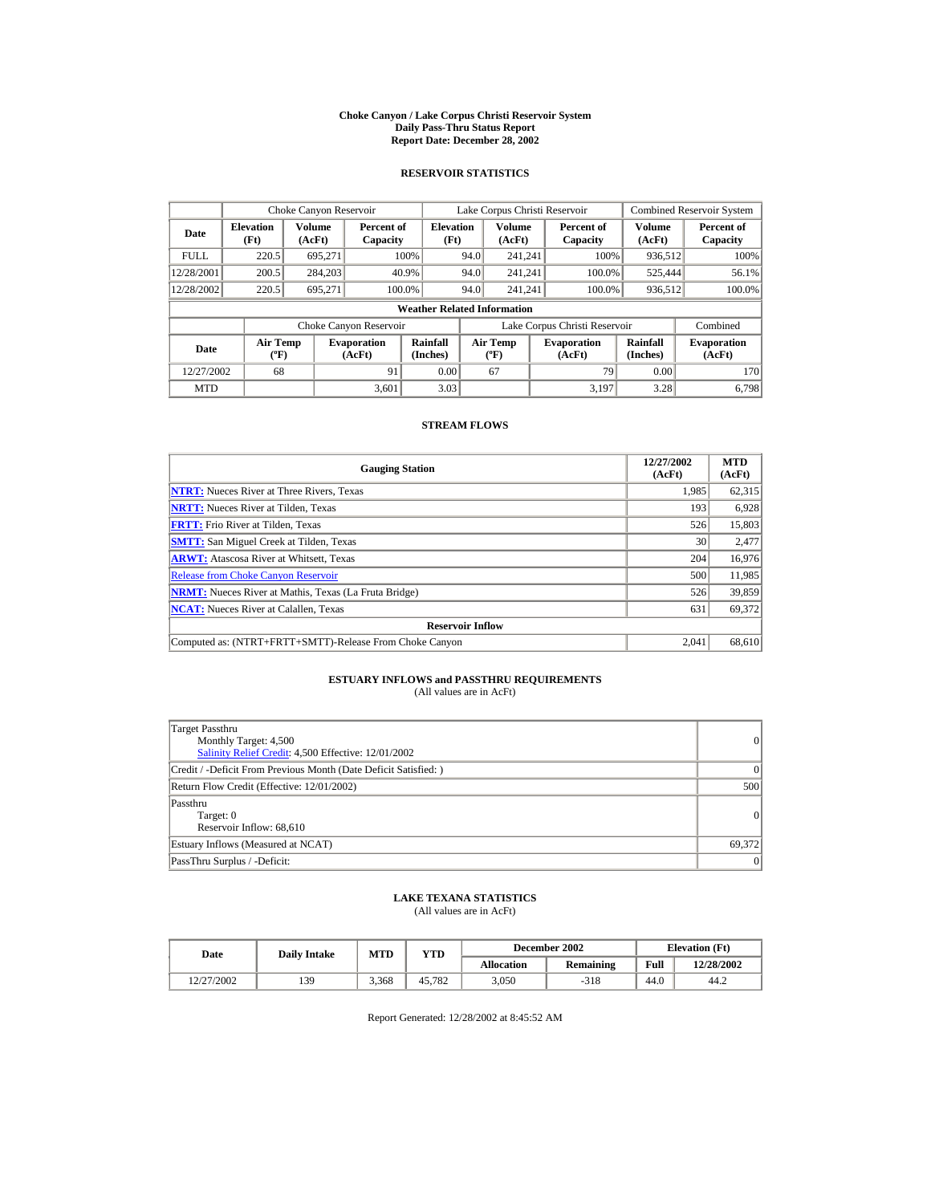# Choke Canyon / Lake Corpus Christi Reservoir System
## Daily Pass-Thru Status Report
## Report Date: December 28, 2002

### RESERVOIR STATISTICS

| | Choke Canyon Reservoir | | | Lake Corpus Christi Reservoir | | | Combined Reservoir System | |
|---|---|---|---|---|---|---|---|---|
| **Date** | **Elevation (Ft)** | **Volume (AcFt)** | **Percent of Capacity** | **Elevation (Ft)** | **Volume (AcFt)** | **Percent of Capacity** | **Volume (AcFt)** | **Percent of Capacity** |
| FULL | 220.5 | 695,271 | 100% | 94.0 | 241,241 | 100% | 936,512 | 100% |
| 12/28/2001 | 200.5 | 284,203 | 40.9% | 94.0 | 241,241 | 100.0% | 525,444 | 56.1% |
| 12/28/2002 | 220.5 | 695,271 | 100.0% | 94.0 | 241,241 | 100.0% | 936,512 | 100.0% |

**Weather Related Information**

| | Choke Canyon Reservoir | | | Lake Corpus Christi Reservoir | | | Combined |
|---|---|---|---|---|---|---|---|
| **Date** | **Air Temp (ºF)** | **Evaporation (AcFt)** | **Rainfall (Inches)** | **Air Temp (ºF)** | **Evaporation (AcFt)** | **Rainfall (Inches)** | **Evaporation (AcFt)** |
| 12/27/2002 | 68 | 91 | 0.00 | 67 | 79 | 0.00 | 170 |
| MTD | | 3,601 | 3.03 | | 3,197 | 3.28 | 6,798 |

### STREAM FLOWS

| Gauging Station | 12/27/2002 (AcFt) | MTD (AcFt) |
|---|---|---|
| **NTRT:** Nueces River at Three Rivers, Texas | 1,985 | 62,315 |
| **NRTT:** Nueces River at Tilden, Texas | 193 | 6,928 |
| **FRTT:** Frio River at Tilden, Texas | 526 | 15,803 |
| **SMTT:** San Miguel Creek at Tilden, Texas | 30 | 2,477 |
| **ARWT:** Atascosa River at Whitsett, Texas | 204 | 16,976 |
| Release from Choke Canyon Reservoir | 500 | 11,985 |
| **NRMT:** Nueces River at Mathis, Texas (La Fruta Bridge) | 526 | 39,859 |
| **NCAT:** Nueces River at Calallen, Texas | 631 | 69,372 |
| **Reservoir Inflow** | | |
| Computed as: (NTRT+FRTT+SMTT)-Release From Choke Canyon | 2,041 | 68,610 |

### ESTUARY INFLOWS and PASSTHRU REQUIREMENTS
(All values are in AcFt)

| | |
|---|---|
| Target Passthru<br>Monthly Target: 4,500<br>Salinity Relief Credit: 4,500 Effective: 12/01/2002 | 0 |
| Credit / -Deficit From Previous Month (Date Deficit Satisfied: ) | 0 |
| Return Flow Credit (Effective: 12/01/2002) | 500 |
| Passthru<br>Target: 0<br>Reservoir Inflow: 68,610 | 0 |
| Estuary Inflows (Measured at NCAT) | 69,372 |
| PassThru Surplus / -Deficit: | 0 |

### LAKE TEXANA STATISTICS
(All values are in AcFt)

| Date | Daily Intake | MTD | YTD | December 2002 | | Elevation (Ft) | |
|---|---|---|---|---|---|---|---|
| | | | | **Allocation** | **Remaining** | **Full** | **12/28/2002** |
| 12/27/2002 | 139 | 3,368 | 45,782 | 3,050 | -318 | 44.0 | 44.2 |

Report Generated: 12/28/2002 at 8:45:52 AM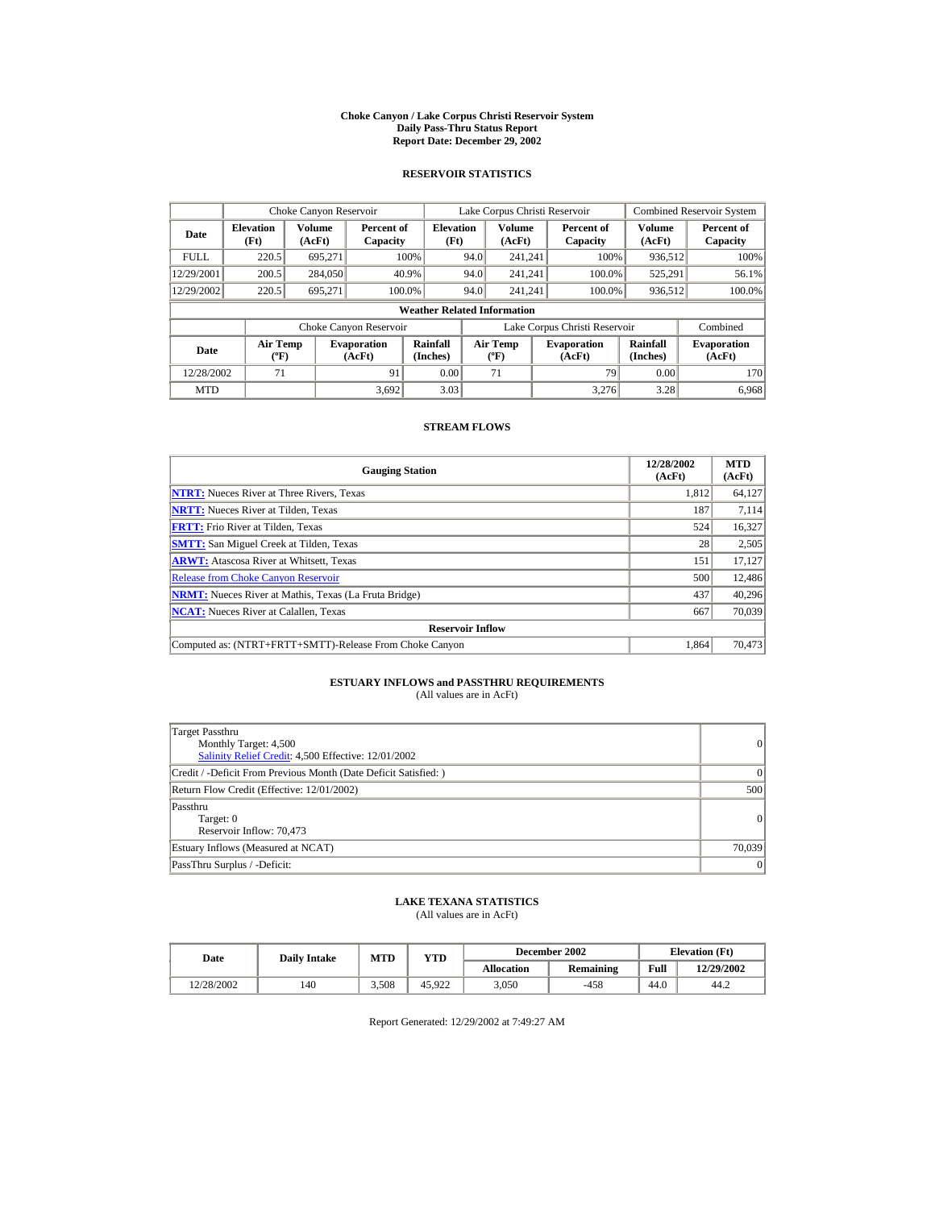# Choke Canyon / Lake Corpus Christi Reservoir System
## Daily Pass-Thru Status Report
## Report Date: December 29, 2002

### RESERVOIR STATISTICS

| Date | Choke Canyon Reservoir | | | Lake Corpus Christi Reservoir | | | Combined Reservoir System | |
|---|---|---|---|---|---|---|---|---|
| | Elevation (Ft) | Volume (AcFt) | Percent of Capacity | Elevation (Ft) | Volume (AcFt) | Percent of Capacity | Volume (AcFt) | Percent of Capacity |
| FULL | 220.5 | 695,271 | 100% | 94.0 | 241,241 | 100% | 936,512 | 100% |
| 12/29/2001 | 200.5 | 284,050 | 40.9% | 94.0 | 241,241 | 100.0% | 525,291 | 56.1% |
| 12/29/2002 | 220.5 | 695,271 | 100.0% | 94.0 | 241,241 | 100.0% | 936,512 | 100.0% |

**Weather Related Information**

| Date | Choke Canyon Reservoir | | | Lake Corpus Christi Reservoir | | | Combined |
|---|---|---|---|---|---|---|---|
| | Air Temp (ºF) | Evaporation (AcFt) | Rainfall (Inches) | Air Temp (ºF) | Evaporation (AcFt) | Rainfall (Inches) | Evaporation (AcFt) |
| 12/28/2002 | 71 | 91 | 0.00 | 71 | 79 | 0.00 | 170 |
| MTD | | 3,692 | 3.03 | | 3,276 | 3.28 | 6,968 |

### STREAM FLOWS

| Gauging Station | 12/28/2002 (AcFt) | MTD (AcFt) |
|---|---|---|
| NTRT: Nueces River at Three Rivers, Texas | 1,812 | 64,127 |
| NRTT: Nueces River at Tilden, Texas | 187 | 7,114 |
| FRTT: Frio River at Tilden, Texas | 524 | 16,327 |
| SMTT: San Miguel Creek at Tilden, Texas | 28 | 2,505 |
| ARWT: Atascosa River at Whitsett, Texas | 151 | 17,127 |
| Release from Choke Canyon Reservoir | 500 | 12,486 |
| NRMT: Nueces River at Mathis, Texas (La Fruta Bridge) | 437 | 40,296 |
| NCAT: Nueces River at Calallen, Texas | 667 | 70,039 |
| **Reservoir Inflow** | | |
| Computed as: (NTRT+FRTT+SMTT)-Release From Choke Canyon | 1,864 | 70,473 |

### ESTUARY INFLOWS and PASSTHRU REQUIREMENTS
(All values are in AcFt)

| Item | Value |
|---|---|
| Target Passthru<br>Monthly Target: 4,500<br>Salinity Relief Credit: 4,500 Effective: 12/01/2002 | 0 |
| Credit / -Deficit From Previous Month (Date Deficit Satisfied: ) | 0 |
| Return Flow Credit (Effective: 12/01/2002) | 500 |
| Passthru<br>Target: 0<br>Reservoir Inflow: 70,473 | 0 |
| Estuary Inflows (Measured at NCAT) | 70,039 |
| PassThru Surplus / -Deficit: | 0 |

### LAKE TEXANA STATISTICS
(All values are in AcFt)

| Date | Daily Intake | MTD | YTD | December 2002 | | Elevation (Ft) | |
|---|---|---|---|---|---|---|---|
| | | | | Allocation | Remaining | Full | 12/29/2002 |
| 12/28/2002 | 140 | 3,508 | 45,922 | 3,050 | -458 | 44.0 | 44.2 |

Report Generated: 12/29/2002 at 7:49:27 AM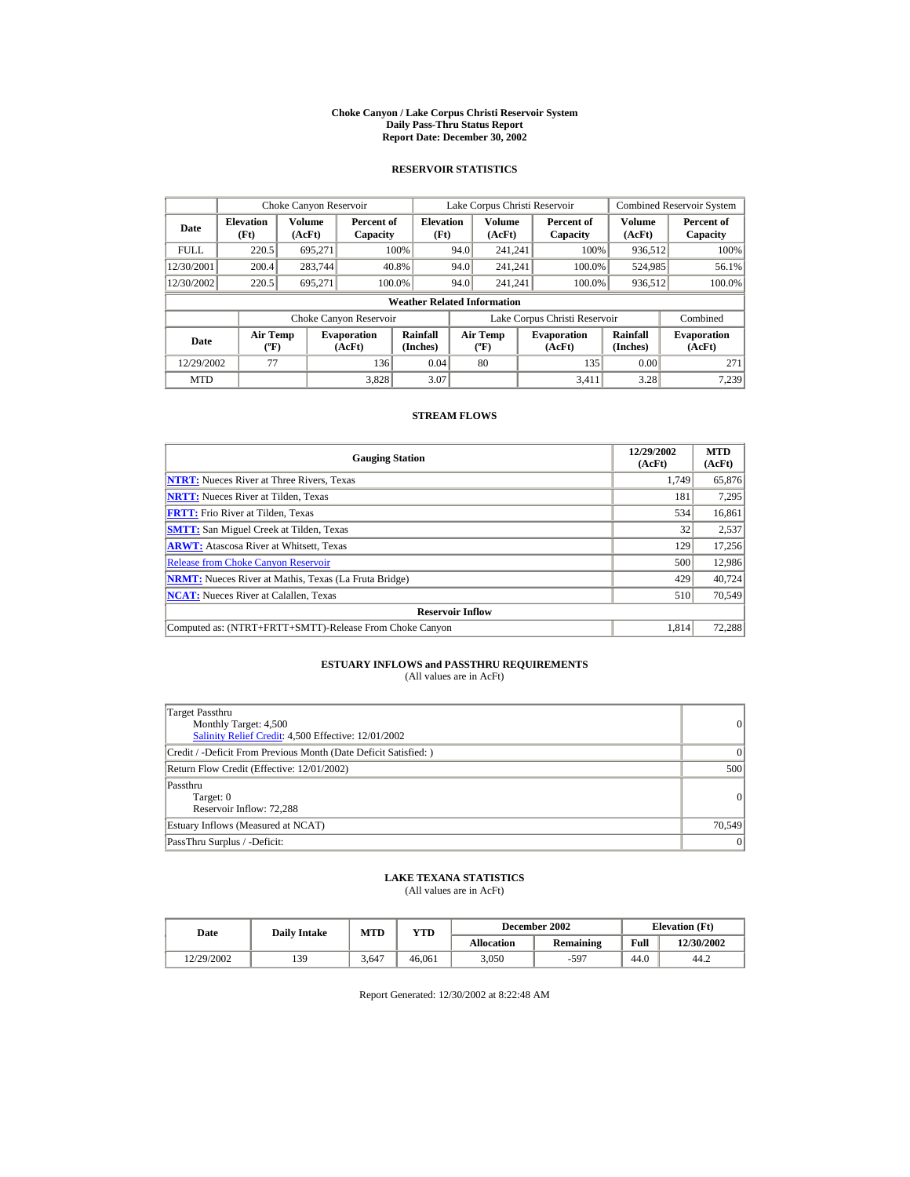# Choke Canyon / Lake Corpus Christi Reservoir System
## Daily Pass-Thru Status Report
## Report Date: December 30, 2002

### RESERVOIR STATISTICS

| | Choke Canyon Reservoir | | | Lake Corpus Christi Reservoir | | | Combined Reservoir System | |
|---|---|---|---|---|---|---|---|---|
| **Date** | **Elevation (Ft)** | **Volume (AcFt)** | **Percent of Capacity** | **Elevation (Ft)** | **Volume (AcFt)** | **Percent of Capacity** | **Volume (AcFt)** | **Percent of Capacity** |
| FULL | 220.5 | 695,271 | 100% | 94.0 | 241,241 | 100% | 936,512 | 100% |
| 12/30/2001 | 200.4 | 283,744 | 40.8% | 94.0 | 241,241 | 100.0% | 524,985 | 56.1% |
| 12/30/2002 | 220.5 | 695,271 | 100.0% | 94.0 | 241,241 | 100.0% | 936,512 | 100.0% |

**Weather Related Information**

| | Choke Canyon Reservoir | | | Lake Corpus Christi Reservoir | | | Combined |
|---|---|---|---|---|---|---|---|
| **Date** | **Air Temp (ºF)** | **Evaporation (AcFt)** | **Rainfall (Inches)** | **Air Temp (ºF)** | **Evaporation (AcFt)** | **Rainfall (Inches)** | **Evaporation (AcFt)** |
| 12/29/2002 | 77 | 136 | 0.04 | 80 | 135 | 0.00 | 271 |
| MTD | | 3,828 | 3.07 | | 3,411 | 3.28 | 7,239 |

### STREAM FLOWS

| Gauging Station | 12/29/2002 (AcFt) | MTD (AcFt) |
|---|---|---|
| **NTRT:** Nueces River at Three Rivers, Texas | 1,749 | 65,876 |
| **NRTT:** Nueces River at Tilden, Texas | 181 | 7,295 |
| **FRTT:** Frio River at Tilden, Texas | 534 | 16,861 |
| **SMTT:** San Miguel Creek at Tilden, Texas | 32 | 2,537 |
| **ARWT:** Atascosa River at Whitsett, Texas | 129 | 17,256 |
| Release from Choke Canyon Reservoir | 500 | 12,986 |
| **NRMT:** Nueces River at Mathis, Texas (La Fruta Bridge) | 429 | 40,724 |
| **NCAT:** Nueces River at Calallen, Texas | 510 | 70,549 |
| **Reservoir Inflow** | | |
| Computed as: (NTRT+FRTT+SMTT)-Release From Choke Canyon | 1,814 | 72,288 |

### ESTUARY INFLOWS and PASSTHRU REQUIREMENTS
(All values are in AcFt)

| | |
|---|---|
| Target Passthru<br>Monthly Target: 4,500<br>Salinity Relief Credit: 4,500 Effective: 12/01/2002 | 0 |
| Credit / -Deficit From Previous Month (Date Deficit Satisfied: ) | 0 |
| Return Flow Credit (Effective: 12/01/2002) | 500 |
| Passthru<br>Target: 0<br>Reservoir Inflow: 72,288 | 0 |
| Estuary Inflows (Measured at NCAT) | 70,549 |
| PassThru Surplus / -Deficit: | 0 |

### LAKE TEXANA STATISTICS
(All values are in AcFt)

| Date | Daily Intake | MTD | YTD | December 2002 | | Elevation (Ft) | |
|---|---|---|---|---|---|---|---|
| | | | | **Allocation** | **Remaining** | **Full** | **12/30/2002** |
| 12/29/2002 | 139 | 3,647 | 46,061 | 3,050 | -597 | 44.0 | 44.2 |

Report Generated: 12/30/2002 at 8:22:48 AM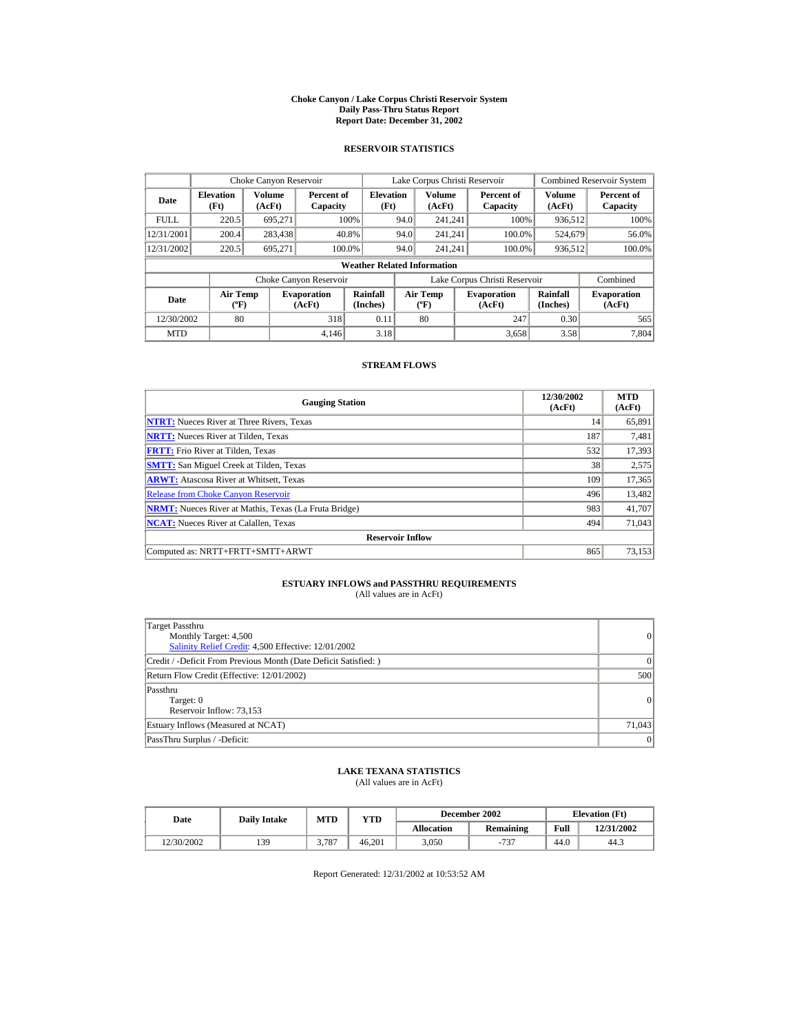# Choke Canyon / Lake Corpus Christi Reservoir System
## Daily Pass-Thru Status Report
### Report Date: December 31, 2002

## RESERVOIR STATISTICS

| | Choke Canyon Reservoir | | | Lake Corpus Christi Reservoir | | | Combined Reservoir System | |
|---|---|---|---|---|---|---|---|---|
| Date | Elevation (Ft) | Volume (AcFt) | Percent of Capacity | Elevation (Ft) | Volume (AcFt) | Percent of Capacity | Volume (AcFt) | Percent of Capacity |
| FULL | 220.5 | 695,271 | 100% | 94.0 | 241,241 | 100% | 936,512 | 100% |
| 12/31/2001 | 200.4 | 283,438 | 40.8% | 94.0 | 241,241 | 100.0% | 524,679 | 56.0% |
| 12/31/2002 | 220.5 | 695,271 | 100.0% | 94.0 | 241,241 | 100.0% | 936,512 | 100.0% |

**Weather Related Information**

| | Choke Canyon Reservoir | | | Lake Corpus Christi Reservoir | | | Combined |
|---|---|---|---|---|---|---|---|
| Date | Air Temp (ºF) | Evaporation (AcFt) | Rainfall (Inches) | Air Temp (ºF) | Evaporation (AcFt) | Rainfall (Inches) | Evaporation (AcFt) |
| 12/30/2002 | 80 | 318 | 0.11 | 80 | 247 | 0.30 | 565 |
| MTD | | 4,146 | 3.18 | | 3,658 | 3.58 | 7,804 |

## STREAM FLOWS

| Gauging Station | 12/30/2002 (AcFt) | MTD (AcFt) |
|---|---|---|
| **NTRT:** Nueces River at Three Rivers, Texas | 14 | 65,891 |
| **NRTT:** Nueces River at Tilden, Texas | 187 | 7,481 |
| **FRTT:** Frio River at Tilden, Texas | 532 | 17,393 |
| **SMTT:** San Miguel Creek at Tilden, Texas | 38 | 2,575 |
| **ARWT:** Atascosa River at Whitsett, Texas | 109 | 17,365 |
| Release from Choke Canyon Reservoir | 496 | 13,482 |
| **NRMT:** Nueces River at Mathis, Texas (La Fruta Bridge) | 983 | 41,707 |
| **NCAT:** Nueces River at Calallen, Texas | 494 | 71,043 |
| **Reservoir Inflow** | | |
| Computed as: NRTT+FRTT+SMTT+ARWT | 865 | 73,153 |

## ESTUARY INFLOWS and PASSTHRU REQUIREMENTS
(All values are in AcFt)

| | |
|---|---|
| Target Passthru<br>Monthly Target: 4,500<br>Salinity Relief Credit: 4,500 Effective: 12/01/2002 | 0 |
| Credit / -Deficit From Previous Month (Date Deficit Satisfied: ) | 0 |
| Return Flow Credit (Effective: 12/01/2002) | 500 |
| Passthru<br>Target: 0<br>Reservoir Inflow: 73,153 | 0 |
| Estuary Inflows (Measured at NCAT) | 71,043 |
| PassThru Surplus / -Deficit: | 0 |

## LAKE TEXANA STATISTICS
(All values are in AcFt)

| Date | Daily Intake | MTD | YTD | December 2002 | | Elevation (Ft) | |
|---|---|---|---|---|---|---|---|
| | | | | Allocation | Remaining | Full | 12/31/2002 |
| 12/30/2002 | 139 | 3,787 | 46,201 | 3,050 | -737 | 44.0 | 44.3 |

Report Generated: 12/31/2002 at 10:53:52 AM